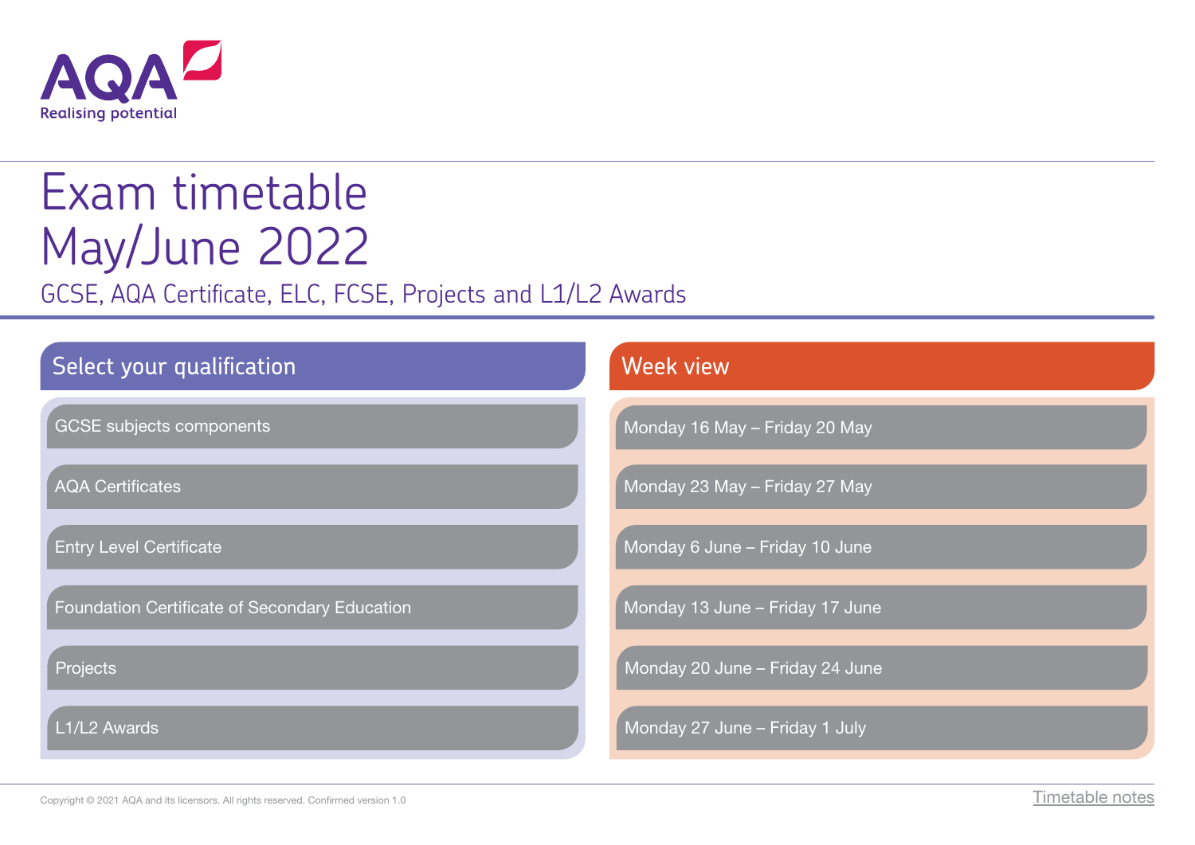AQA
Realising potential

# Exam timetable May/June 2022

GCSE, AQA Certificate, ELC, FCSE, Projects and L1/L2 Awards

## Select your qualification

- GCSE subjects components
- AQA Certificates
- Entry Level Certificate
- Foundation Certificate of Secondary Education
- Projects
- L1/L2 Awards

## Week view

- Monday 16 May – Friday 20 May
- Monday 23 May – Friday 27 May
- Monday 6 June – Friday 10 June
- Monday 13 June – Friday 17 June
- Monday 20 June – Friday 24 June
- Monday 27 June – Friday 1 July

Copyright © 2021 AQA and its licensors. All rights reserved. Confirmed version 1.0

Timetable notes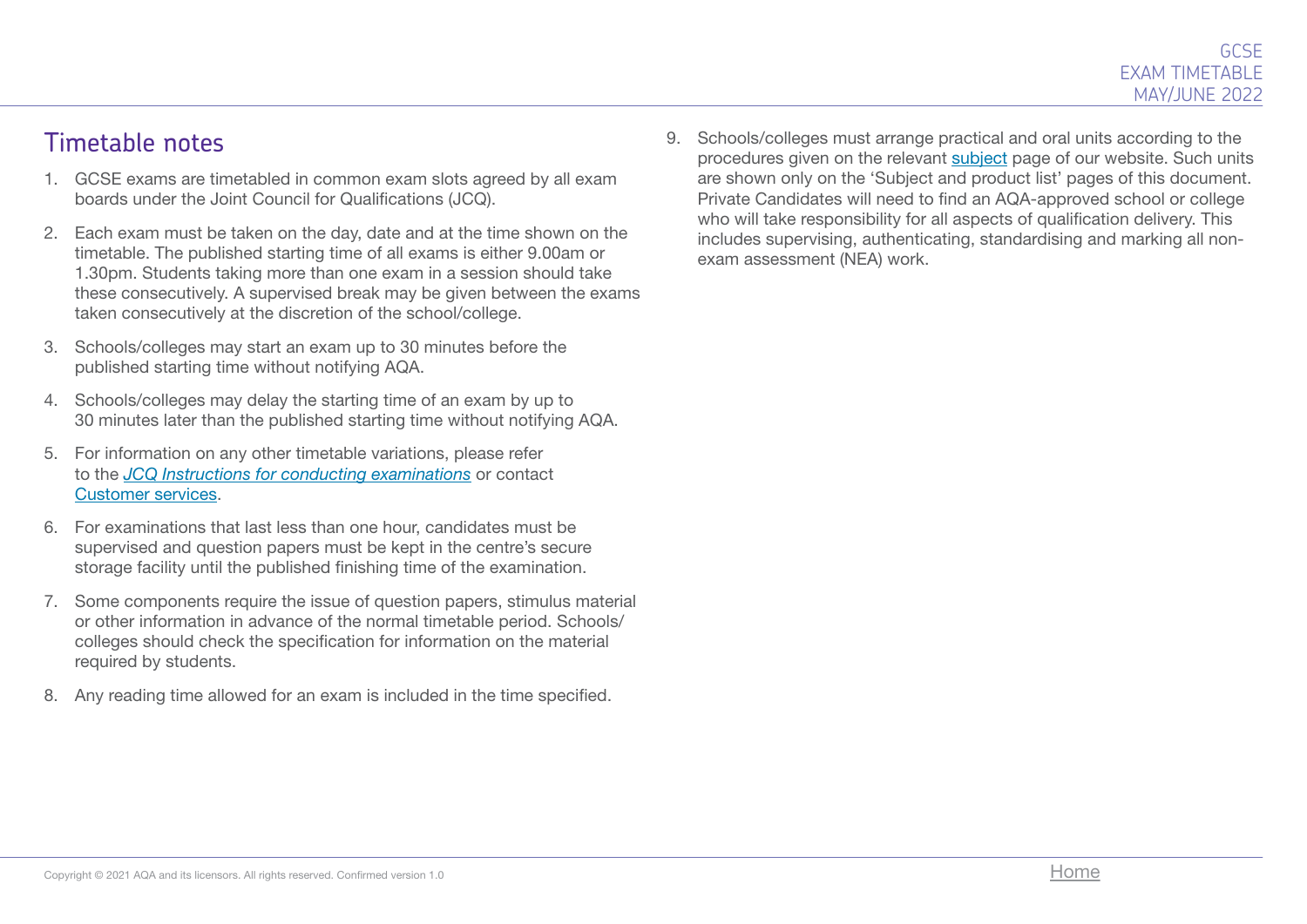## Timetable notes

1. GCSE exams are timetabled in common exam slots agreed by all exam boards under the Joint Council for Qualifications (JCQ).
2. Each exam must be taken on the day, date and at the time shown on the timetable. The published starting time of all exams is either 9.00am or 1.30pm. Students taking more than one exam in a session should take these consecutively. A supervised break may be given between the exams taken consecutively at the discretion of the school/college.
3. Schools/colleges may start an exam up to 30 minutes before the published starting time without notifying AQA.
4. Schools/colleges may delay the starting time of an exam by up to 30 minutes later than the published starting time without notifying AQA.
5. For information on any other timetable variations, please refer to the *JCQ Instructions for conducting examinations* or contact Customer services.
6. For examinations that last less than one hour, candidates must be supervised and question papers must be kept in the centre's secure storage facility until the published finishing time of the examination.
7. Some components require the issue of question papers, stimulus material or other information in advance of the normal timetable period. Schools/colleges should check the specification for information on the material required by students.
8. Any reading time allowed for an exam is included in the time specified.
9. Schools/colleges must arrange practical and oral units according to the procedures given on the relevant subject page of our website. Such units are shown only on the 'Subject and product list' pages of this document. Private Candidates will need to find an AQA-approved school or college who will take responsibility for all aspects of qualification delivery. This includes supervising, authenticating, standardising and marking all non-exam assessment (NEA) work.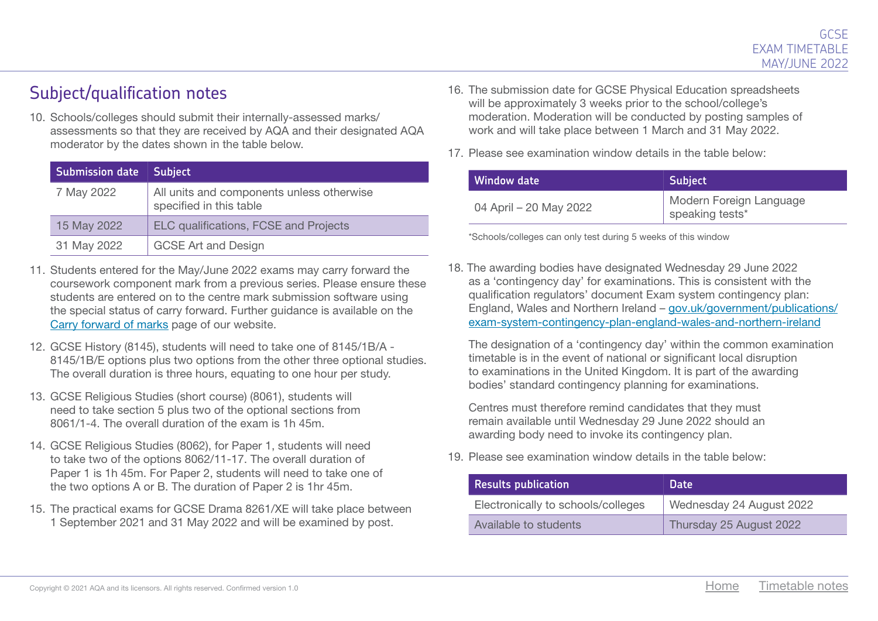## Subject/qualification notes

10. Schools/colleges should submit their internally-assessed marks/ assessments so that they are received by AQA and their designated AQA moderator by the dates shown in the table below.

| Submission date | Subject |
| --- | --- |
| 7 May 2022 | All units and components unless otherwise specified in this table |
| 15 May 2022 | ELC qualifications, FCSE and Projects |
| 31 May 2022 | GCSE Art and Design |

11. Students entered for the May/June 2022 exams may carry forward the coursework component mark from a previous series. Please ensure these students are entered on to the centre mark submission software using the special status of carry forward. Further guidance is available on the [Carry forward of marks](#) page of our website.

12. GCSE History (8145), students will need to take one of 8145/1B/A - 8145/1B/E options plus two options from the other three optional studies. The overall duration is three hours, equating to one hour per study.

13. GCSE Religious Studies (short course) (8061), students will need to take section 5 plus two of the optional sections from 8061/1-4. The overall duration of the exam is 1h 45m.

14. GCSE Religious Studies (8062), for Paper 1, students will need to take two of the options 8062/11-17. The overall duration of Paper 1 is 1h 45m. For Paper 2, students will need to take one of the two options A or B. The duration of Paper 2 is 1hr 45m.

15. The practical exams for GCSE Drama 8261/XE will take place between 1 September 2021 and 31 May 2022 and will be examined by post.

16. The submission date for GCSE Physical Education spreadsheets will be approximately 3 weeks prior to the school/college's moderation. Moderation will be conducted by posting samples of work and will take place between 1 March and 31 May 2022.

17. Please see examination window details in the table below:

| Window date | Subject |
| --- | --- |
| 04 April – 20 May 2022 | Modern Foreign Language speaking tests* |

*Schools/colleges can only test during 5 weeks of this window

18. The awarding bodies have designated Wednesday 29 June 2022 as a 'contingency day' for examinations. This is consistent with the qualification regulators' document Exam system contingency plan: England, Wales and Northern Ireland – [gov.uk/government/publications/exam-system-contingency-plan-england-wales-and-northern-ireland](https://gov.uk/government/publications/exam-system-contingency-plan-england-wales-and-northern-ireland)

    The designation of a 'contingency day' within the common examination timetable is in the event of national or significant local disruption to examinations in the United Kingdom. It is part of the awarding bodies' standard contingency planning for examinations.

    Centres must therefore remind candidates that they must remain available until Wednesday 29 June 2022 should an awarding body need to invoke its contingency plan.

19. Please see examination window details in the table below:

| Results publication | Date |
| --- | --- |
| Electronically to schools/colleges | Wednesday 24 August 2022 |
| Available to students | Thursday 25 August 2022 |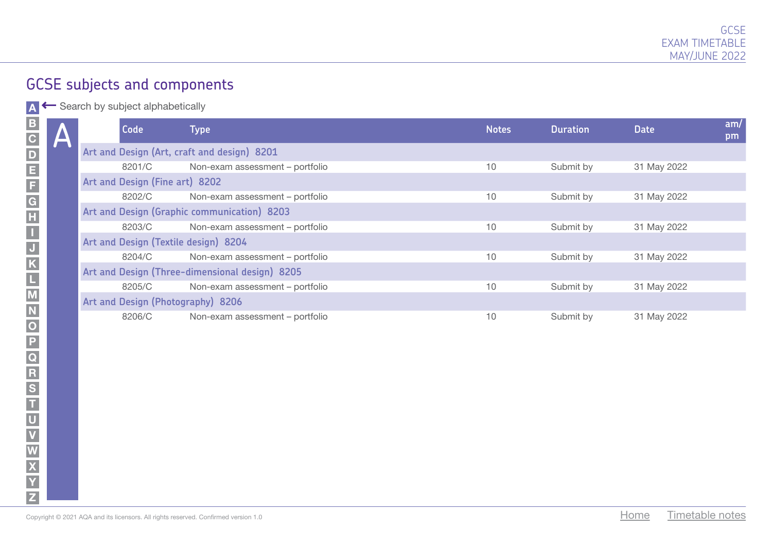## GCSE subjects and components

A ← Search by subject alphabetically

# A

| Code | Type | Notes | Duration | Date | am/pm |
|---|---|---|---|---|---|
| **Art and Design (Art, craft and design) 8201** | | | | | |
| 8201/C | Non-exam assessment – portfolio | 10 | Submit by | 31 May 2022 | |
| **Art and Design (Fine art) 8202** | | | | | |
| 8202/C | Non-exam assessment – portfolio | 10 | Submit by | 31 May 2022 | |
| **Art and Design (Graphic communication) 8203** | | | | | |
| 8203/C | Non-exam assessment – portfolio | 10 | Submit by | 31 May 2022 | |
| **Art and Design (Textile design) 8204** | | | | | |
| 8204/C | Non-exam assessment – portfolio | 10 | Submit by | 31 May 2022 | |
| **Art and Design (Three-dimensional design) 8205** | | | | | |
| 8205/C | Non-exam assessment – portfolio | 10 | Submit by | 31 May 2022 | |
| **Art and Design (Photography) 8206** | | | | | |
| 8206/C | Non-exam assessment – portfolio | 10 | Submit by | 31 May 2022 | |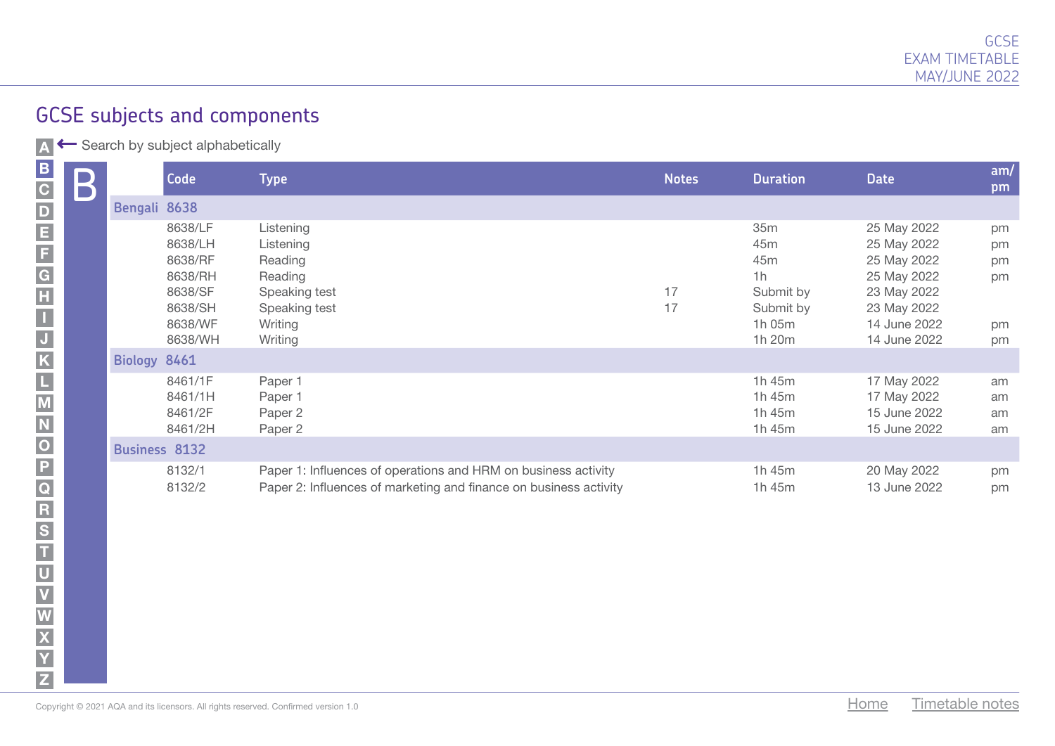## GCSE subjects and components

A ← Search by subject alphabetically

# B

| Code | Type | Notes | Duration | Date | am/pm |
|---|---|---|---|---|---|
| **Bengali 8638** | | | | | |
| 8638/LF | Listening | | 35m | 25 May 2022 | pm |
| 8638/LH | Listening | | 45m | 25 May 2022 | pm |
| 8638/RF | Reading | | 45m | 25 May 2022 | pm |
| 8638/RH | Reading | | 1h | 25 May 2022 | pm |
| 8638/SF | Speaking test | 17 | Submit by | 23 May 2022 | |
| 8638/SH | Speaking test | 17 | Submit by | 23 May 2022 | |
| 8638/WF | Writing | | 1h 05m | 14 June 2022 | pm |
| 8638/WH | Writing | | 1h 20m | 14 June 2022 | pm |
| **Biology 8461** | | | | | |
| 8461/1F | Paper 1 | | 1h 45m | 17 May 2022 | am |
| 8461/1H | Paper 1 | | 1h 45m | 17 May 2022 | am |
| 8461/2F | Paper 2 | | 1h 45m | 15 June 2022 | am |
| 8461/2H | Paper 2 | | 1h 45m | 15 June 2022 | am |
| **Business 8132** | | | | | |
| 8132/1 | Paper 1: Influences of operations and HRM on business activity | | 1h 45m | 20 May 2022 | pm |
| 8132/2 | Paper 2: Influences of marketing and finance on business activity | | 1h 45m | 13 June 2022 | pm |

Copyright © 2021 AQA and its licensors. All rights reserved. Confirmed version 1.0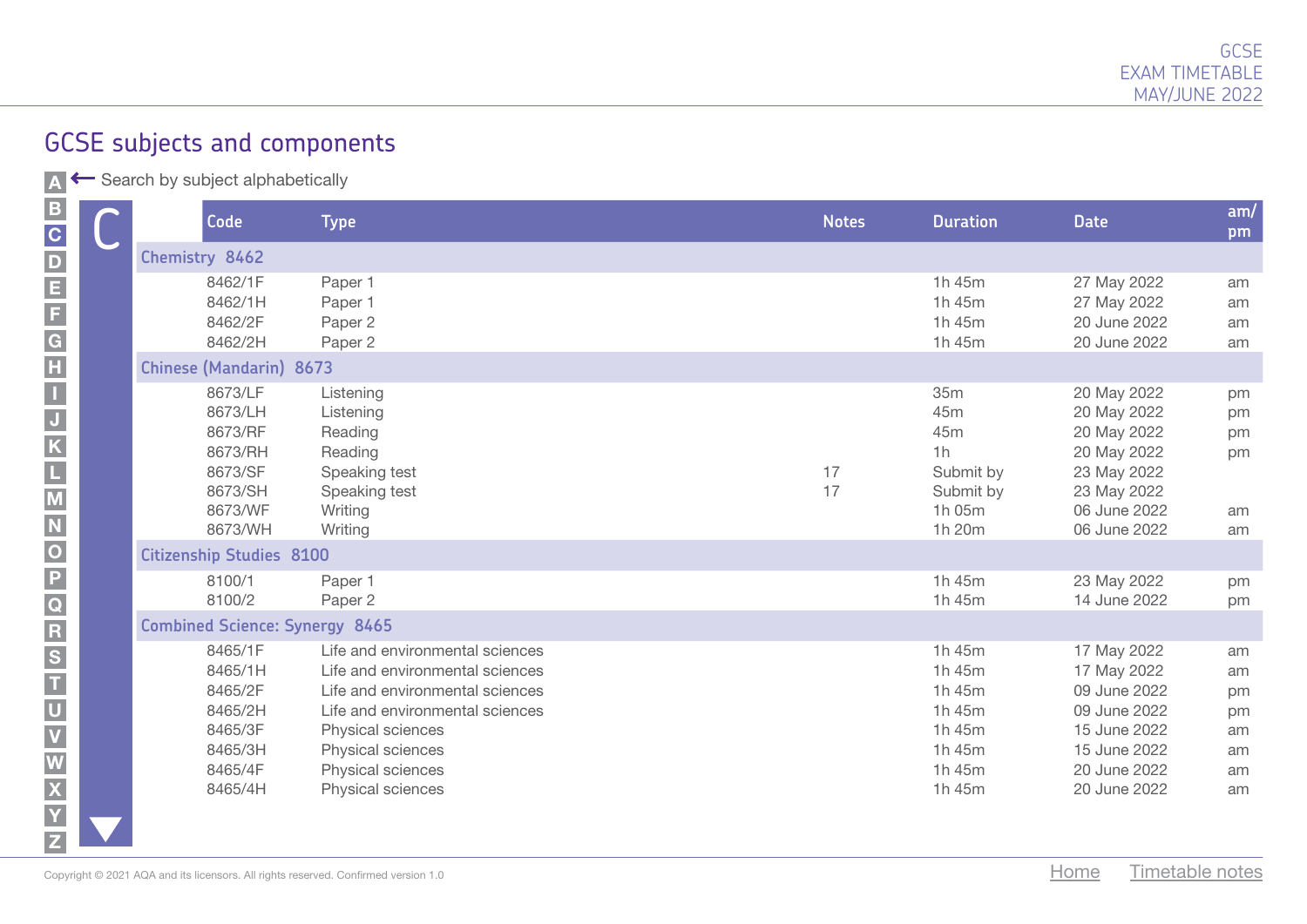## GCSE subjects and components

Search by subject alphabetically

### C

| Code | Type | Notes | Duration | Date | am/pm |
|---|---|---|---|---|---|
| **Chemistry 8462** | | | | | |
| 8462/1F | Paper 1 | | 1h 45m | 27 May 2022 | am |
| 8462/1H | Paper 1 | | 1h 45m | 27 May 2022 | am |
| 8462/2F | Paper 2 | | 1h 45m | 20 June 2022 | am |
| 8462/2H | Paper 2 | | 1h 45m | 20 June 2022 | am |
| **Chinese (Mandarin) 8673** | | | | | |
| 8673/LF | Listening | | 35m | 20 May 2022 | pm |
| 8673/LH | Listening | | 45m | 20 May 2022 | pm |
| 8673/RF | Reading | | 45m | 20 May 2022 | pm |
| 8673/RH | Reading | | 1h | 20 May 2022 | pm |
| 8673/SF | Speaking test | 17 | Submit by | 23 May 2022 | |
| 8673/SH | Speaking test | 17 | Submit by | 23 May 2022 | |
| 8673/WF | Writing | | 1h 05m | 06 June 2022 | am |
| 8673/WH | Writing | | 1h 20m | 06 June 2022 | am |
| **Citizenship Studies 8100** | | | | | |
| 8100/1 | Paper 1 | | 1h 45m | 23 May 2022 | pm |
| 8100/2 | Paper 2 | | 1h 45m | 14 June 2022 | pm |
| **Combined Science: Synergy 8465** | | | | | |
| 8465/1F | Life and environmental sciences | | 1h 45m | 17 May 2022 | am |
| 8465/1H | Life and environmental sciences | | 1h 45m | 17 May 2022 | am |
| 8465/2F | Life and environmental sciences | | 1h 45m | 09 June 2022 | pm |
| 8465/2H | Life and environmental sciences | | 1h 45m | 09 June 2022 | pm |
| 8465/3F | Physical sciences | | 1h 45m | 15 June 2022 | am |
| 8465/3H | Physical sciences | | 1h 45m | 15 June 2022 | am |
| 8465/4F | Physical sciences | | 1h 45m | 20 June 2022 | am |
| 8465/4H | Physical sciences | | 1h 45m | 20 June 2022 | am |

Copyright © 2021 AQA and its licensors. All rights reserved. Confirmed version 1.0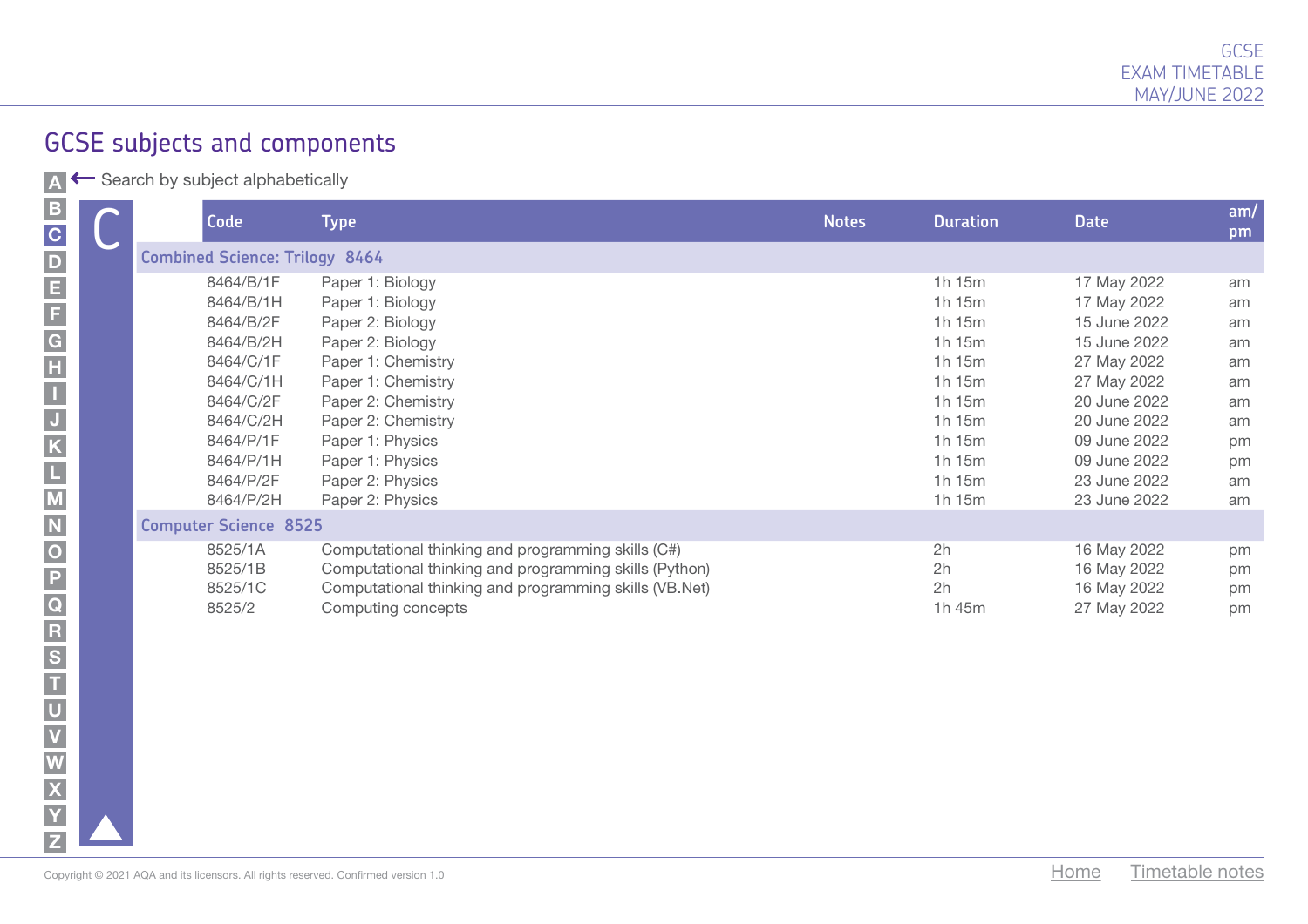## GCSE subjects and components

Search by subject alphabetically

A B C D E F G H I J K L M N O P Q R S T U V W X Y Z

# C

| Code | Type | Notes | Duration | Date | am/pm |
|---|---|---|---|---|---|
| **Combined Science: Trilogy 8464** | | | | | |
| 8464/B/1F | Paper 1: Biology | | 1h 15m | 17 May 2022 | am |
| 8464/B/1H | Paper 1: Biology | | 1h 15m | 17 May 2022 | am |
| 8464/B/2F | Paper 2: Biology | | 1h 15m | 15 June 2022 | am |
| 8464/B/2H | Paper 2: Biology | | 1h 15m | 15 June 2022 | am |
| 8464/C/1F | Paper 1: Chemistry | | 1h 15m | 27 May 2022 | am |
| 8464/C/1H | Paper 1: Chemistry | | 1h 15m | 27 May 2022 | am |
| 8464/C/2F | Paper 2: Chemistry | | 1h 15m | 20 June 2022 | am |
| 8464/C/2H | Paper 2: Chemistry | | 1h 15m | 20 June 2022 | am |
| 8464/P/1F | Paper 1: Physics | | 1h 15m | 09 June 2022 | pm |
| 8464/P/1H | Paper 1: Physics | | 1h 15m | 09 June 2022 | pm |
| 8464/P/2F | Paper 2: Physics | | 1h 15m | 23 June 2022 | am |
| 8464/P/2H | Paper 2: Physics | | 1h 15m | 23 June 2022 | am |
| **Computer Science 8525** | | | | | |
| 8525/1A | Computational thinking and programming skills (C#) | | 2h | 16 May 2022 | pm |
| 8525/1B | Computational thinking and programming skills (Python) | | 2h | 16 May 2022 | pm |
| 8525/1C | Computational thinking and programming skills (VB.Net) | | 2h | 16 May 2022 | pm |
| 8525/2 | Computing concepts | | 1h 45m | 27 May 2022 | pm |

Copyright © 2021 AQA and its licensors. All rights reserved. Confirmed version 1.0

Home Timetable notes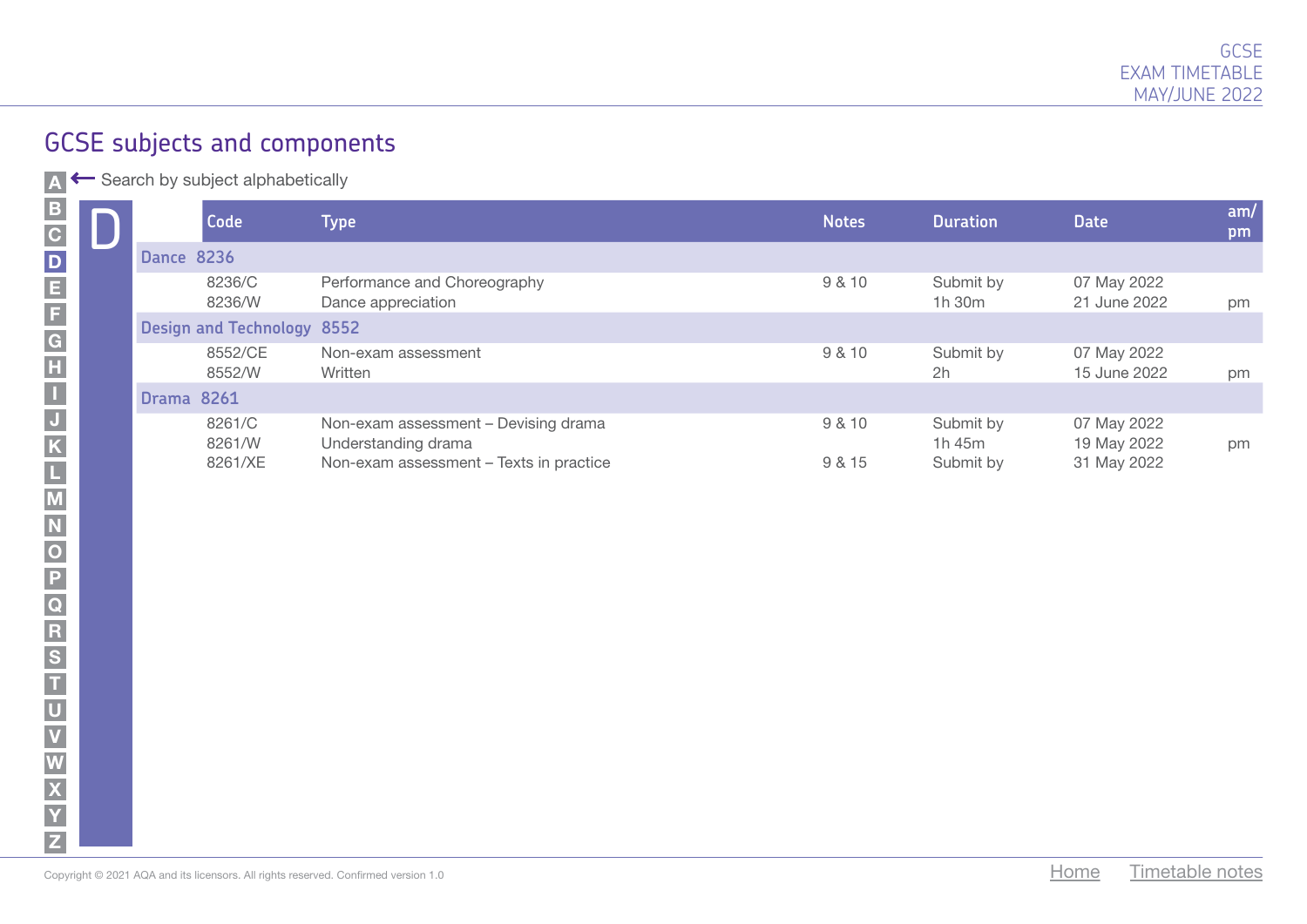## GCSE subjects and components

Search by subject alphabetically

# D

| Code | Type | Notes | Duration | Date | am/pm |
|---|---|---|---|---|---|
| **Dance 8236** | | | | | |
| 8236/C | Performance and Choreography | 9 & 10 | Submit by | 07 May 2022 | |
| 8236/W | Dance appreciation | | 1h 30m | 21 June 2022 | pm |
| **Design and Technology 8552** | | | | | |
| 8552/CE | Non-exam assessment | 9 & 10 | Submit by | 07 May 2022 | |
| 8552/W | Written | | 2h | 15 June 2022 | pm |
| **Drama 8261** | | | | | |
| 8261/C | Non-exam assessment – Devising drama | 9 & 10 | Submit by | 07 May 2022 | |
| 8261/W | Understanding drama | | 1h 45m | 19 May 2022 | pm |
| 8261/XE | Non-exam assessment – Texts in practice | 9 & 15 | Submit by | 31 May 2022 | |

Copyright © 2021 AQA and its licensors. All rights reserved. Confirmed version 1.0

Home Timetable notes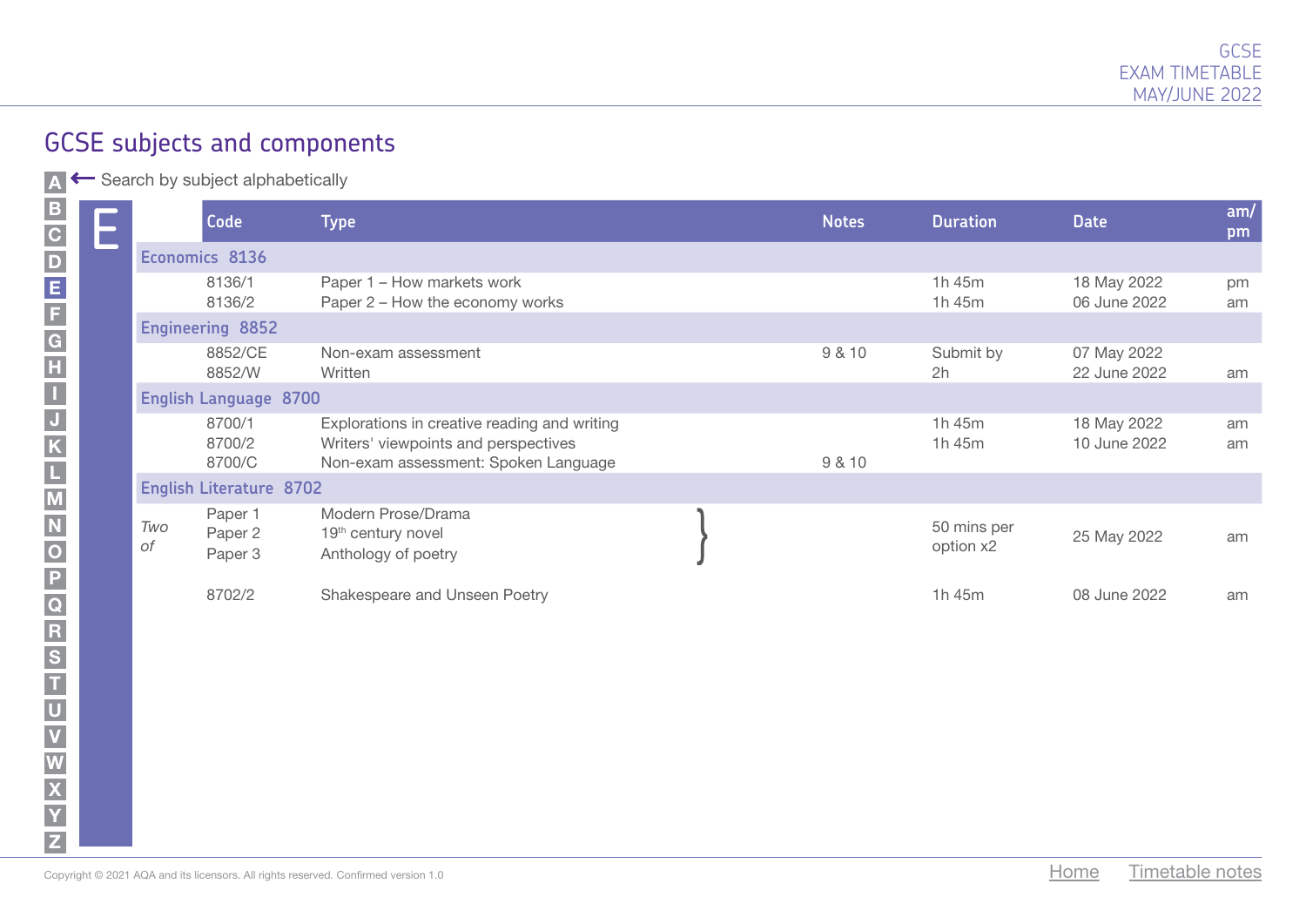## GCSE subjects and components

Search by subject alphabetically

# E

| | Code | Type | Notes | Duration | Date | am/pm |
|---|---|---|---|---|---|---|
| **Economics 8136** | | | | | | |
| | 8136/1 | Paper 1 – How markets work | | 1h 45m | 18 May 2022 | pm |
| | 8136/2 | Paper 2 – How the economy works | | 1h 45m | 06 June 2022 | am |
| **Engineering 8852** | | | | | | |
| | 8852/CE | Non-exam assessment | 9 & 10 | Submit by | 07 May 2022 | |
| | 8852/W | Written | | 2h | 22 June 2022 | am |
| **English Language 8700** | | | | | | |
| | 8700/1 | Explorations in creative reading and writing | | 1h 45m | 18 May 2022 | am |
| | 8700/2 | Writers' viewpoints and perspectives | | 1h 45m | 10 June 2022 | am |
| | 8700/C | Non-exam assessment: Spoken Language | 9 & 10 | | | |
| **English Literature 8702** | | | | | | |
| *Two of* | Paper 1 | Modern Prose/Drama | | 50 mins per option x2 | 25 May 2022 | am |
| | Paper 2 | 19th century novel | | | | |
| | Paper 3 | Anthology of poetry | | | | |
| | 8702/2 | Shakespeare and Unseen Poetry | | 1h 45m | 08 June 2022 | am |

Copyright © 2021 AQA and its licensors. All rights reserved. Confirmed version 1.0

Home Timetable notes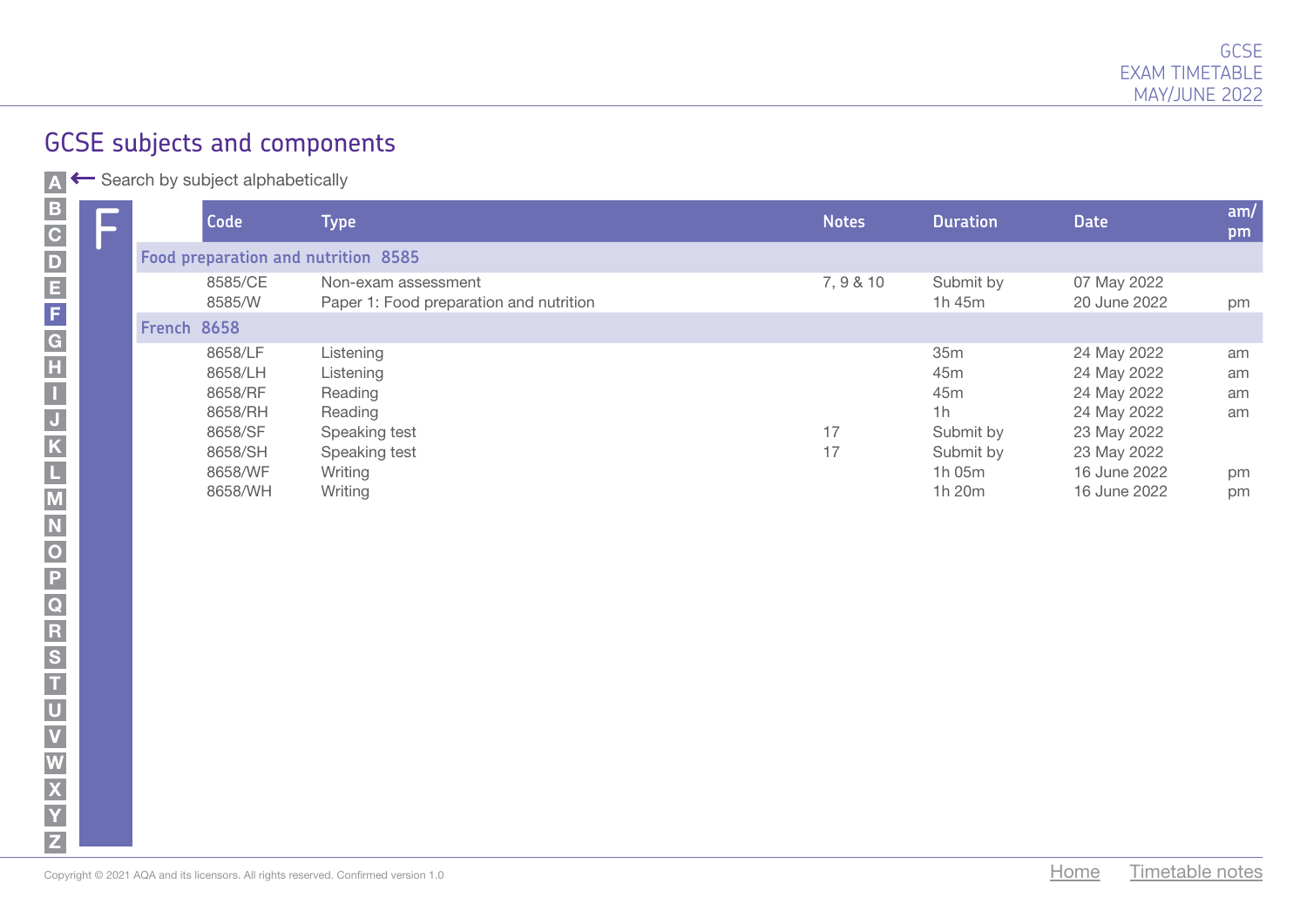## GCSE subjects and components

Search by subject alphabetically

## F

| Code | Type | Notes | Duration | Date | am/pm |
|---|---|---|---|---|---|
| **Food preparation and nutrition 8585** | | | | | |
| 8585/CE | Non-exam assessment | 7, 9 & 10 | Submit by | 07 May 2022 | |
| 8585/W | Paper 1: Food preparation and nutrition | | 1h 45m | 20 June 2022 | pm |
| **French 8658** | | | | | |
| 8658/LF | Listening | | 35m | 24 May 2022 | am |
| 8658/LH | Listening | | 45m | 24 May 2022 | am |
| 8658/RF | Reading | | 45m | 24 May 2022 | am |
| 8658/RH | Reading | | 1h | 24 May 2022 | am |
| 8658/SF | Speaking test | 17 | Submit by | 23 May 2022 | |
| 8658/SH | Speaking test | 17 | Submit by | 23 May 2022 | |
| 8658/WF | Writing | | 1h 05m | 16 June 2022 | pm |
| 8658/WH | Writing | | 1h 20m | 16 June 2022 | pm |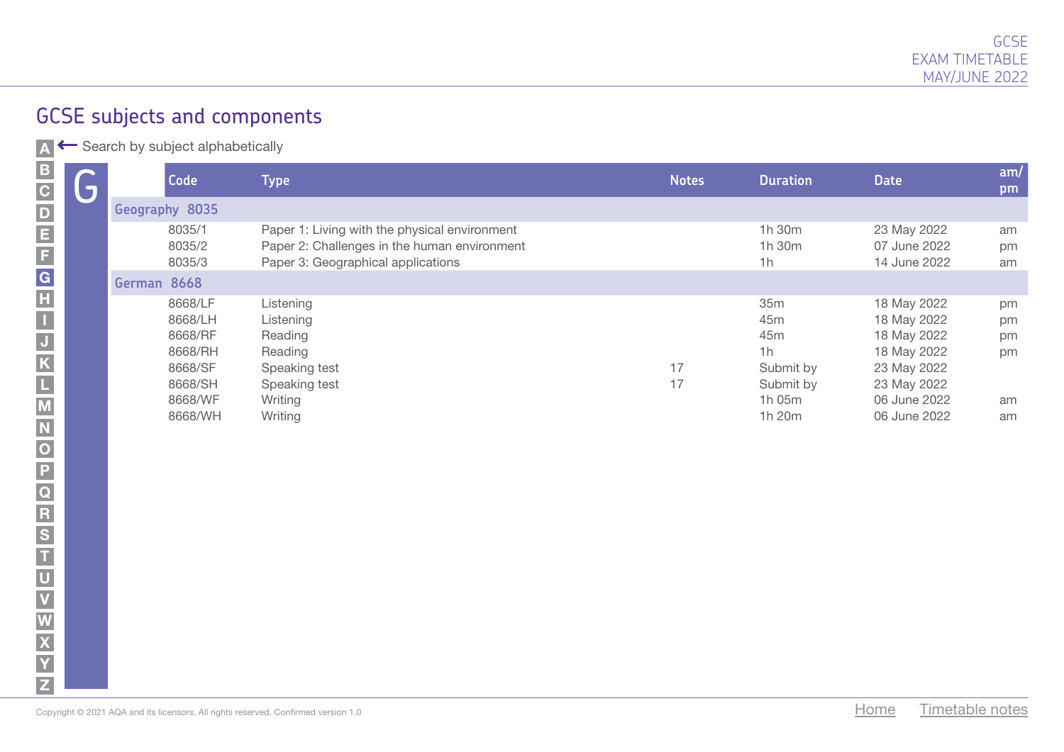## GCSE subjects and components

Search by subject alphabetically

A B C D E F G H I J K L M N O P Q R S T U V W X Y Z

### G

| Code | Type | Notes | Duration | Date | am/pm |
|---|---|---|---|---|---|
| **Geography 8035** | | | | | |
| 8035/1 | Paper 1: Living with the physical environment | | 1h 30m | 23 May 2022 | am |
| 8035/2 | Paper 2: Challenges in the human environment | | 1h 30m | 07 June 2022 | pm |
| 8035/3 | Paper 3: Geographical applications | | 1h | 14 June 2022 | am |
| **German 8668** | | | | | |
| 8668/LF | Listening | | 35m | 18 May 2022 | pm |
| 8668/LH | Listening | | 45m | 18 May 2022 | pm |
| 8668/RF | Reading | | 45m | 18 May 2022 | pm |
| 8668/RH | Reading | | 1h | 18 May 2022 | pm |
| 8668/SF | Speaking test | 17 | Submit by | 23 May 2022 | |
| 8668/SH | Speaking test | 17 | Submit by | 23 May 2022 | |
| 8668/WF | Writing | | 1h 05m | 06 June 2022 | am |
| 8668/WH | Writing | | 1h 20m | 06 June 2022 | am |

Copyright © 2021 AQA and its licensors. All rights reserved. Confirmed version 1.0

Home Timetable notes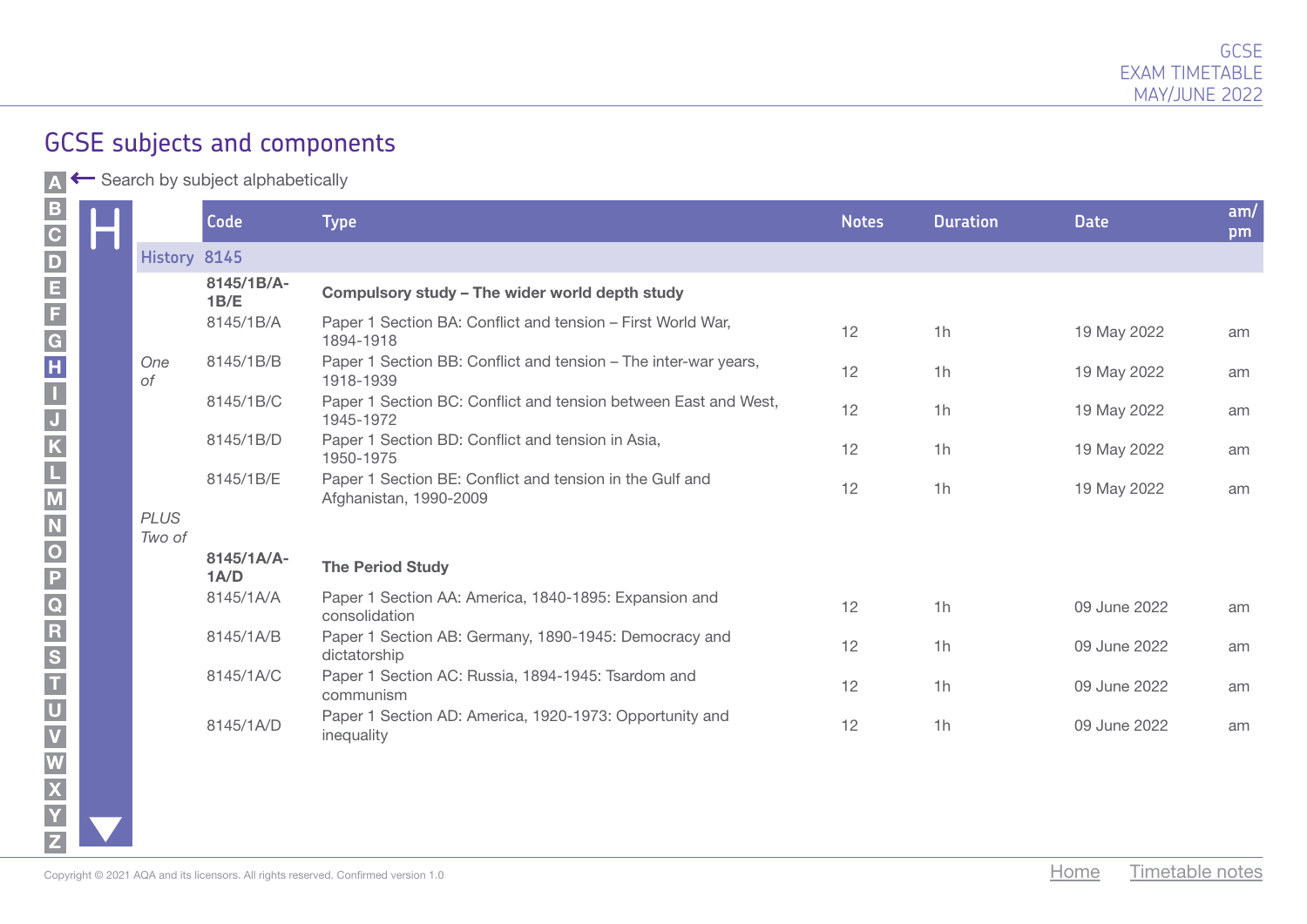## GCSE subjects and components

A ← Search by subject alphabetically

# H

| | Code | Type | Notes | Duration | Date | am/pm |
|---|---|---|---|---|---|---|
| **History 8145** | | | | | | |
| | **8145/1B/A-1B/E** | **Compulsory study – The wider world depth study** | | | | |
| *One of* | 8145/1B/A | Paper 1 Section BA: Conflict and tension – First World War, 1894-1918 | 12 | 1h | 19 May 2022 | am |
| | 8145/1B/B | Paper 1 Section BB: Conflict and tension – The inter-war years, 1918-1939 | 12 | 1h | 19 May 2022 | am |
| | 8145/1B/C | Paper 1 Section BC: Conflict and tension between East and West, 1945-1972 | 12 | 1h | 19 May 2022 | am |
| | 8145/1B/D | Paper 1 Section BD: Conflict and tension in Asia, 1950-1975 | 12 | 1h | 19 May 2022 | am |
| | 8145/1B/E | Paper 1 Section BE: Conflict and tension in the Gulf and Afghanistan, 1990-2009 | 12 | 1h | 19 May 2022 | am |
| *PLUS Two of* | | | | | | |
| | **8145/1A/A-1A/D** | **The Period Study** | | | | |
| | 8145/1A/A | Paper 1 Section AA: America, 1840-1895: Expansion and consolidation | 12 | 1h | 09 June 2022 | am |
| | 8145/1A/B | Paper 1 Section AB: Germany, 1890-1945: Democracy and dictatorship | 12 | 1h | 09 June 2022 | am |
| | 8145/1A/C | Paper 1 Section AC: Russia, 1894-1945: Tsardom and communism | 12 | 1h | 09 June 2022 | am |
| | 8145/1A/D | Paper 1 Section AD: America, 1920-1973: Opportunity and inequality | 12 | 1h | 09 June 2022 | am |

Copyright © 2021 AQA and its licensors. All rights reserved. Confirmed version 1.0

Home Timetable notes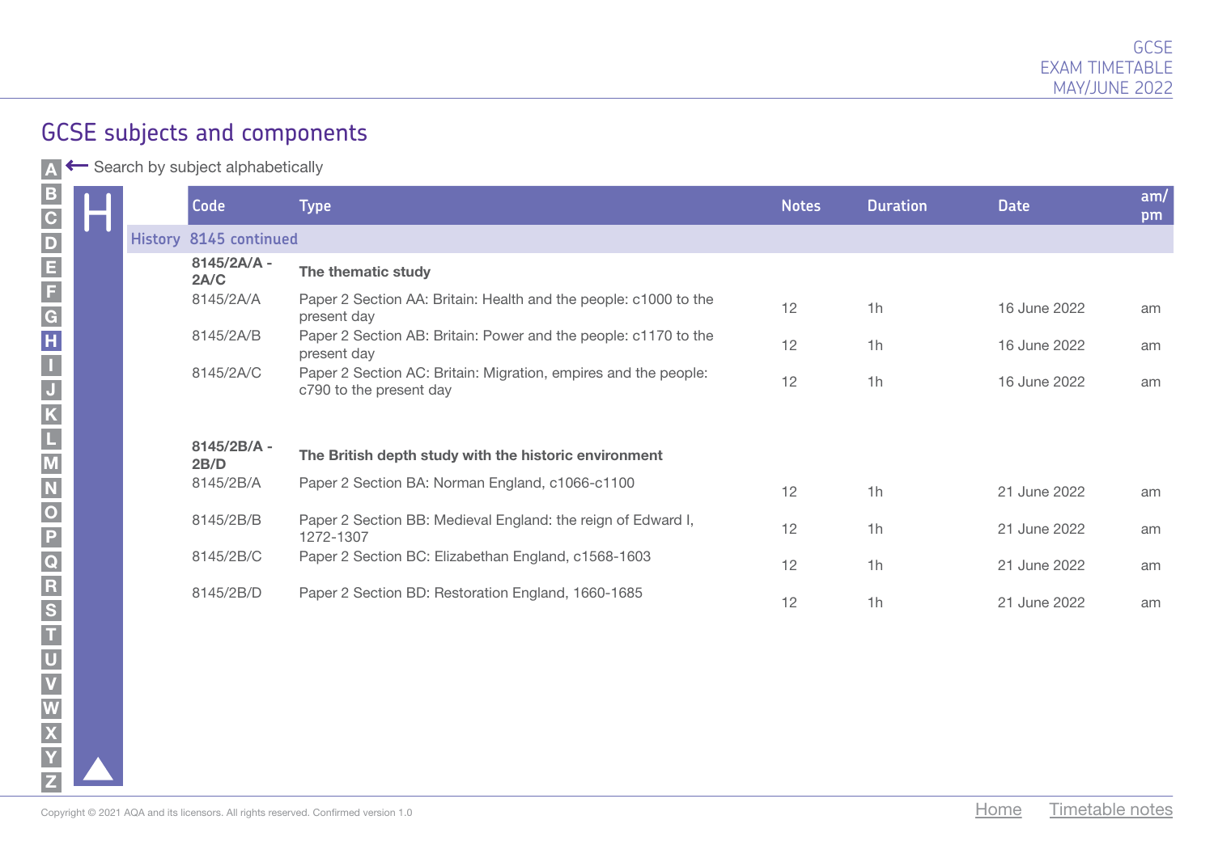## GCSE subjects and components

A ← Search by subject alphabetically

# H

| Code | Type | Notes | Duration | Date | am/pm |
|---|---|---|---|---|---|
| **History 8145 continued** | | | | | |
| **8145/2A/A - 2A/C** | **The thematic study** | | | | |
| 8145/2A/A | Paper 2 Section AA: Britain: Health and the people: c1000 to the present day | 12 | 1h | 16 June 2022 | am |
| 8145/2A/B | Paper 2 Section AB: Britain: Power and the people: c1170 to the present day | 12 | 1h | 16 June 2022 | am |
| 8145/2A/C | Paper 2 Section AC: Britain: Migration, empires and the people: c790 to the present day | 12 | 1h | 16 June 2022 | am |
| **8145/2B/A - 2B/D** | **The British depth study with the historic environment** | | | | |
| 8145/2B/A | Paper 2 Section BA: Norman England, c1066-c1100 | 12 | 1h | 21 June 2022 | am |
| 8145/2B/B | Paper 2 Section BB: Medieval England: the reign of Edward I, 1272-1307 | 12 | 1h | 21 June 2022 | am |
| 8145/2B/C | Paper 2 Section BC: Elizabethan England, c1568-1603 | 12 | 1h | 21 June 2022 | am |
| 8145/2B/D | Paper 2 Section BD: Restoration England, 1660-1685 | 12 | 1h | 21 June 2022 | am |

Copyright © 2021 AQA and its licensors. All rights reserved. Confirmed version 1.0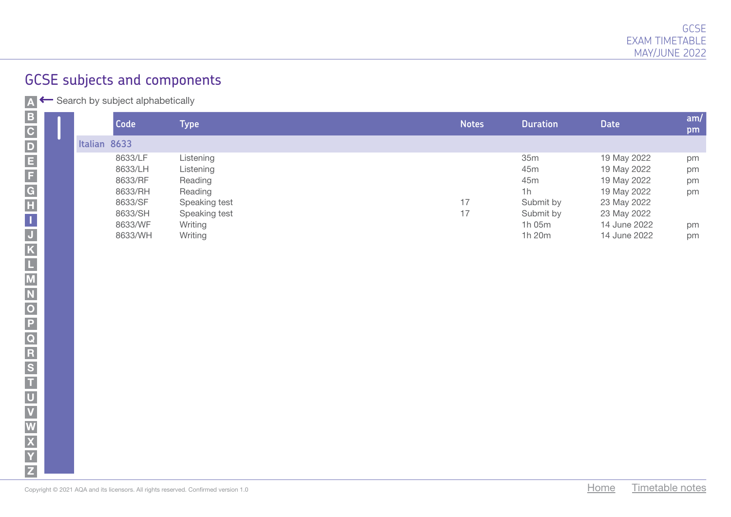## GCSE subjects and components

A ← Search by subject alphabetically

| Code | Type | Notes | Duration | Date | am/pm |
|---|---|---|---|---|---|
| **Italian 8633** | | | | | |
| 8633/LF | Listening | | 35m | 19 May 2022 | pm |
| 8633/LH | Listening | | 45m | 19 May 2022 | pm |
| 8633/RF | Reading | | 45m | 19 May 2022 | pm |
| 8633/RH | Reading | | 1h | 19 May 2022 | pm |
| 8633/SF | Speaking test | 17 | Submit by | 23 May 2022 | |
| 8633/SH | Speaking test | 17 | Submit by | 23 May 2022 | |
| 8633/WF | Writing | | 1h 05m | 14 June 2022 | pm |
| 8633/WH | Writing | | 1h 20m | 14 June 2022 | pm |

Copyright © 2021 AQA and its licensors. All rights reserved. Confirmed version 1.0

Home Timetable notes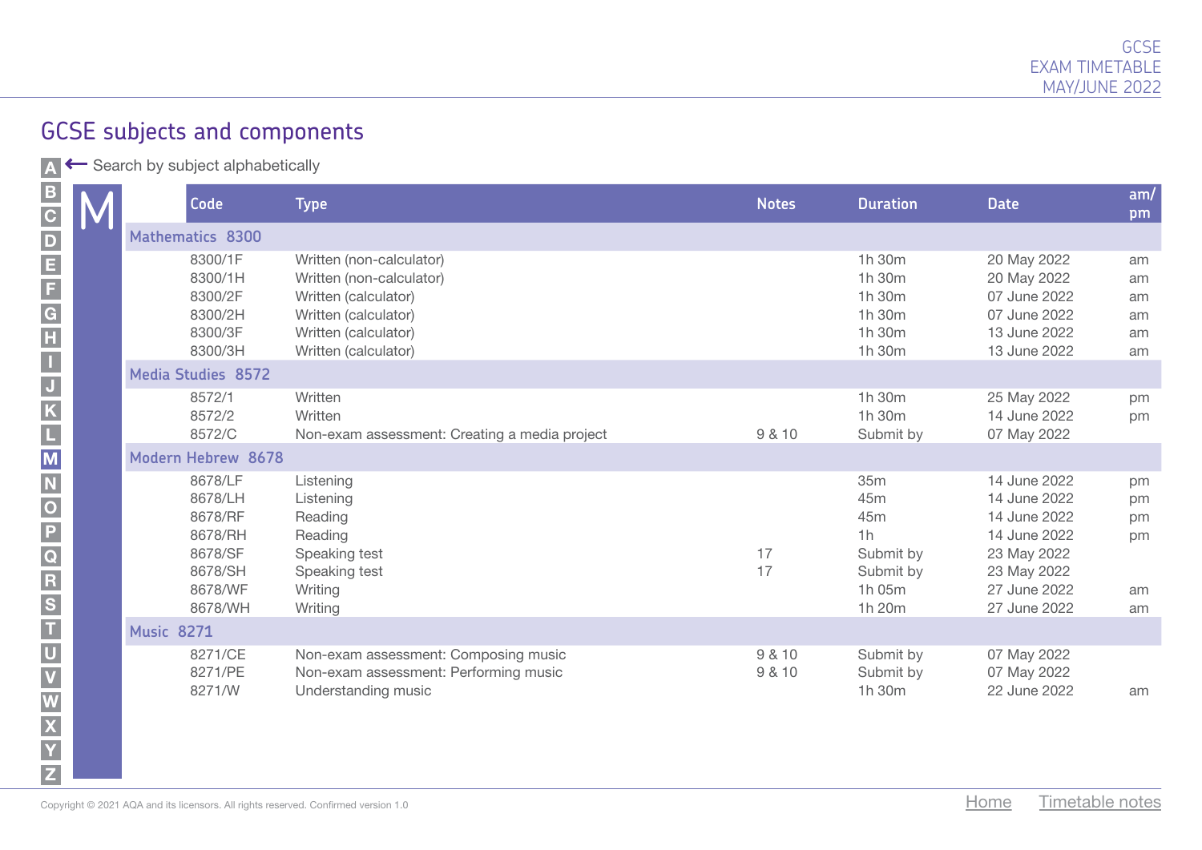## GCSE subjects and components

Search by subject alphabetically

# M

| Code | Type | Notes | Duration | Date | am/pm |
|---|---|---|---|---|---|
| **Mathematics 8300** | | | | | |
| 8300/1F | Written (non-calculator) | | 1h 30m | 20 May 2022 | am |
| 8300/1H | Written (non-calculator) | | 1h 30m | 20 May 2022 | am |
| 8300/2F | Written (calculator) | | 1h 30m | 07 June 2022 | am |
| 8300/2H | Written (calculator) | | 1h 30m | 07 June 2022 | am |
| 8300/3F | Written (calculator) | | 1h 30m | 13 June 2022 | am |
| 8300/3H | Written (calculator) | | 1h 30m | 13 June 2022 | am |
| **Media Studies 8572** | | | | | |
| 8572/1 | Written | | 1h 30m | 25 May 2022 | pm |
| 8572/2 | Written | | 1h 30m | 14 June 2022 | pm |
| 8572/C | Non-exam assessment: Creating a media project | 9 & 10 | Submit by | 07 May 2022 | |
| **Modern Hebrew 8678** | | | | | |
| 8678/LF | Listening | | 35m | 14 June 2022 | pm |
| 8678/LH | Listening | | 45m | 14 June 2022 | pm |
| 8678/RF | Reading | | 45m | 14 June 2022 | pm |
| 8678/RH | Reading | | 1h | 14 June 2022 | pm |
| 8678/SF | Speaking test | 17 | Submit by | 23 May 2022 | |
| 8678/SH | Speaking test | 17 | Submit by | 23 May 2022 | |
| 8678/WF | Writing | | 1h 05m | 27 June 2022 | am |
| 8678/WH | Writing | | 1h 20m | 27 June 2022 | am |
| **Music 8271** | | | | | |
| 8271/CE | Non-exam assessment: Composing music | 9 & 10 | Submit by | 07 May 2022 | |
| 8271/PE | Non-exam assessment: Performing music | 9 & 10 | Submit by | 07 May 2022 | |
| 8271/W | Understanding music | | 1h 30m | 22 June 2022 | am |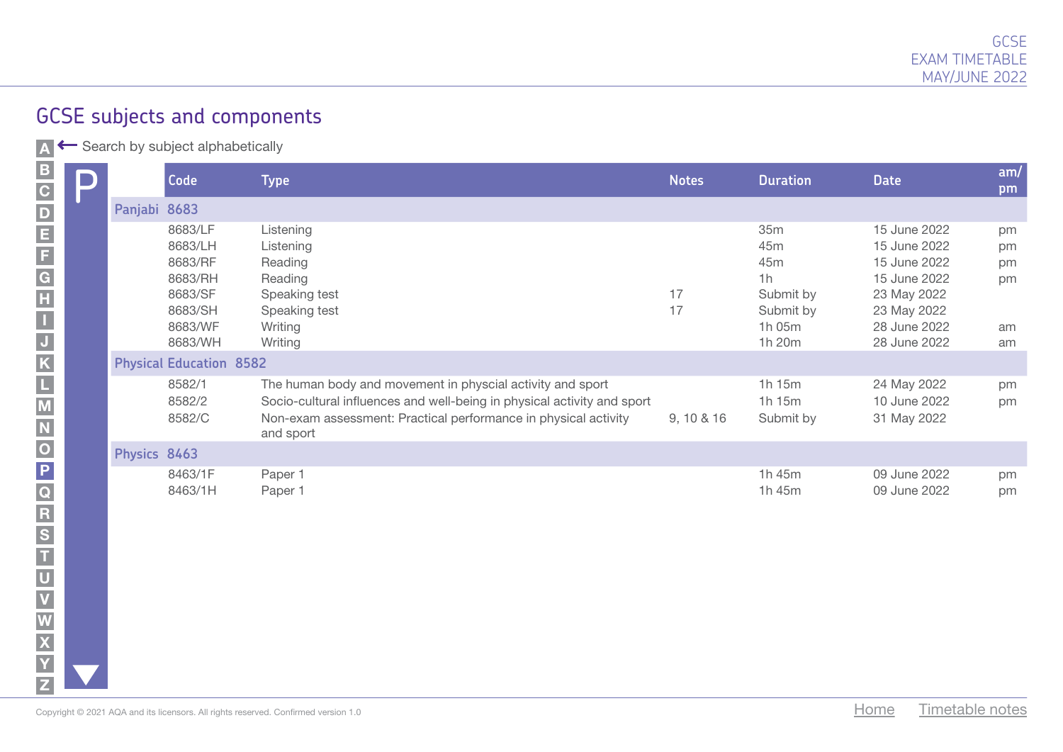## GCSE subjects and components

A ← Search by subject alphabetically

# P

| Code | Type | Notes | Duration | Date | am/pm |
|---|---|---|---|---|---|
| **Panjabi 8683** | | | | | |
| 8683/LF | Listening | | 35m | 15 June 2022 | pm |
| 8683/LH | Listening | | 45m | 15 June 2022 | pm |
| 8683/RF | Reading | | 45m | 15 June 2022 | pm |
| 8683/RH | Reading | | 1h | 15 June 2022 | pm |
| 8683/SF | Speaking test | 17 | Submit by | 23 May 2022 | |
| 8683/SH | Speaking test | 17 | Submit by | 23 May 2022 | |
| 8683/WF | Writing | | 1h 05m | 28 June 2022 | am |
| 8683/WH | Writing | | 1h 20m | 28 June 2022 | am |
| **Physical Education 8582** | | | | | |
| 8582/1 | The human body and movement in physcial activity and sport | | 1h 15m | 24 May 2022 | pm |
| 8582/2 | Socio-cultural influences and well-being in physical activity and sport | | 1h 15m | 10 June 2022 | pm |
| 8582/C | Non-exam assessment: Practical performance in physical activity and sport | 9, 10 & 16 | Submit by | 31 May 2022 | |
| **Physics 8463** | | | | | |
| 8463/1F | Paper 1 | | 1h 45m | 09 June 2022 | pm |
| 8463/1H | Paper 1 | | 1h 45m | 09 June 2022 | pm |

Copyright © 2021 AQA and its licensors. All rights reserved. Confirmed version 1.0

Home Timetable notes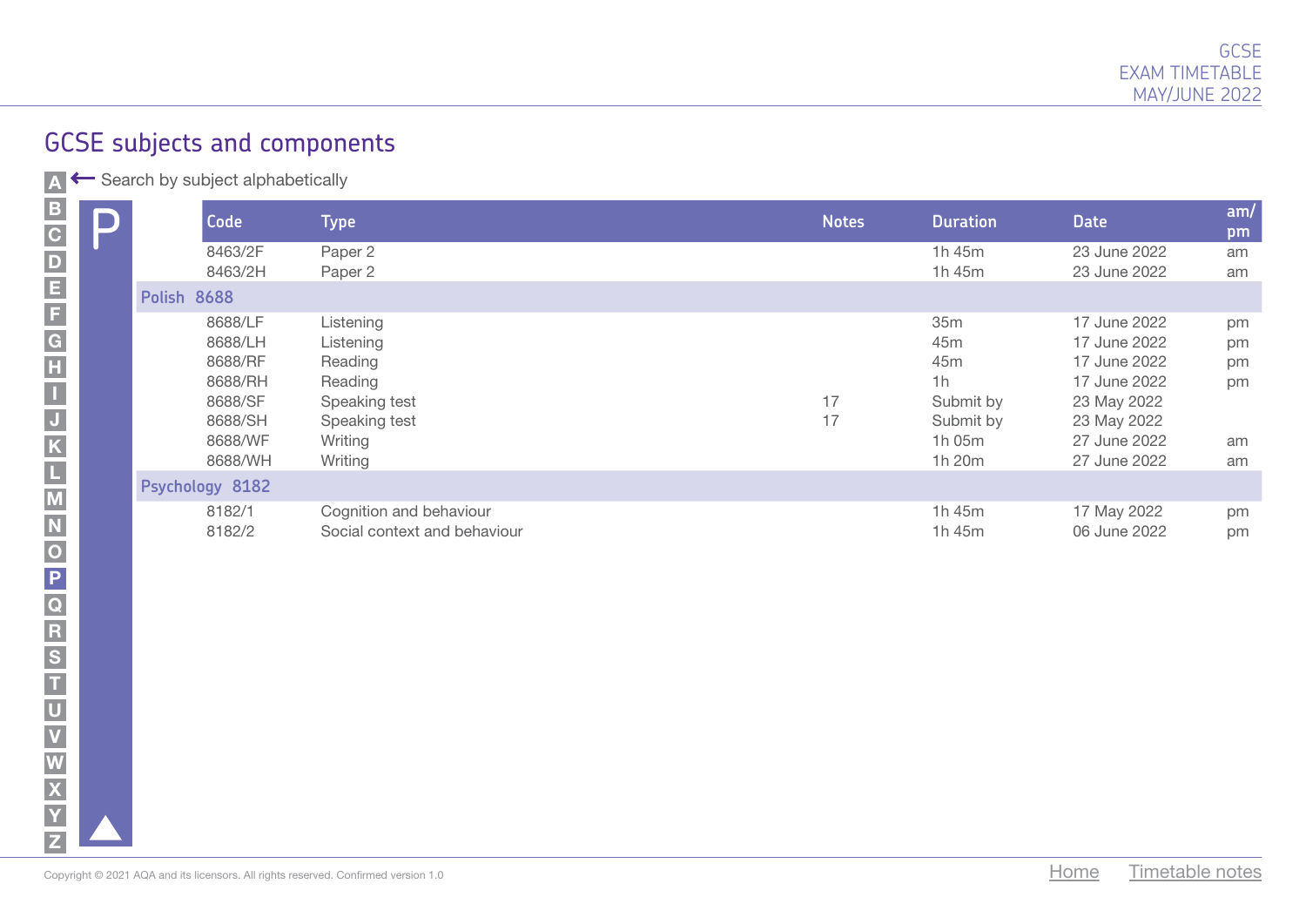## GCSE subjects and components

Search by subject alphabetically

A B C D E F G H I J K L M N O P Q R S T U V W X Y Z

# P

| Code | Type | Notes | Duration | Date | am/pm |
|---|---|---|---|---|---|
| 8463/2F | Paper 2 | | 1h 45m | 23 June 2022 | am |
| 8463/2H | Paper 2 | | 1h 45m | 23 June 2022 | am |
| **Polish 8688** | | | | | |
| 8688/LF | Listening | | 35m | 17 June 2022 | pm |
| 8688/LH | Listening | | 45m | 17 June 2022 | pm |
| 8688/RF | Reading | | 45m | 17 June 2022 | pm |
| 8688/RH | Reading | | 1h | 17 June 2022 | pm |
| 8688/SF | Speaking test | 17 | Submit by | 23 May 2022 | |
| 8688/SH | Speaking test | 17 | Submit by | 23 May 2022 | |
| 8688/WF | Writing | | 1h 05m | 27 June 2022 | am |
| 8688/WH | Writing | | 1h 20m | 27 June 2022 | am |
| **Psychology 8182** | | | | | |
| 8182/1 | Cognition and behaviour | | 1h 45m | 17 May 2022 | pm |
| 8182/2 | Social context and behaviour | | 1h 45m | 06 June 2022 | pm |

Copyright © 2021 AQA and its licensors. All rights reserved. Confirmed version 1.0

Home Timetable notes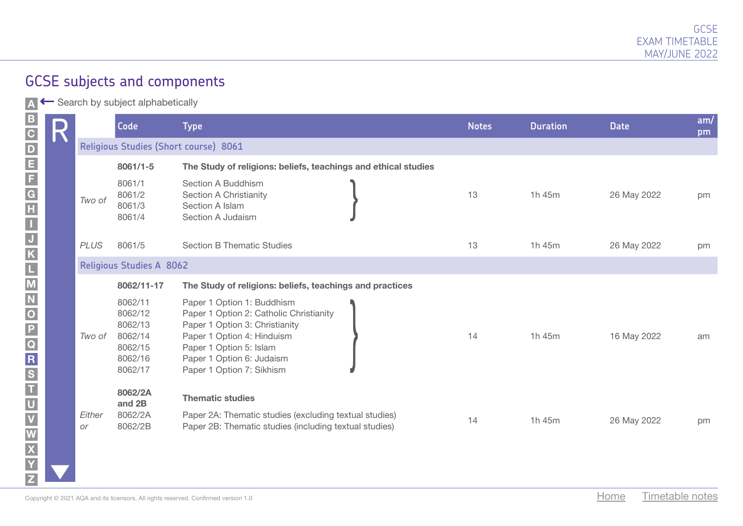## GCSE subjects and components

Search by subject alphabetically

### R

| | Code | Type | Notes | Duration | Date | am/pm |
|---|---|---|---|---|---|---|
| **Religious Studies (Short course) 8061** | | | | | | |
| | **8061/1-5** | **The Study of religions: beliefs, teachings and ethical studies** | | | | |
| *Two of* | 8061/1<br>8061/2<br>8061/3<br>8061/4 | Section A Buddhism<br>Section A Christianity<br>Section A Islam<br>Section A Judaism | 13 | 1h 45m | 26 May 2022 | pm |
| *PLUS* | 8061/5 | Section B Thematic Studies | 13 | 1h 45m | 26 May 2022 | pm |
| **Religious Studies A 8062** | | | | | | |
| | **8062/11-17** | **The Study of religions: beliefs, teachings and practices** | | | | |
| *Two of* | 8062/11<br>8062/12<br>8062/13<br>8062/14<br>8062/15<br>8062/16<br>8062/17 | Paper 1 Option 1: Buddhism<br>Paper 1 Option 2: Catholic Christianity<br>Paper 1 Option 3: Christianity<br>Paper 1 Option 4: Hinduism<br>Paper 1 Option 5: Islam<br>Paper 1 Option 6: Judaism<br>Paper 1 Option 7: Sikhism | 14 | 1h 45m | 16 May 2022 | am |
| | **8062/2A and 2B** | **Thematic studies** | | | | |
| *Either or* | 8062/2A<br>8062/2B | Paper 2A: Thematic studies (excluding textual studies)<br>Paper 2B: Thematic studies (including textual studies) | 14 | 1h 45m | 26 May 2022 | pm |

Copyright © 2021 AQA and its licensors. All rights reserved. Confirmed version 1.0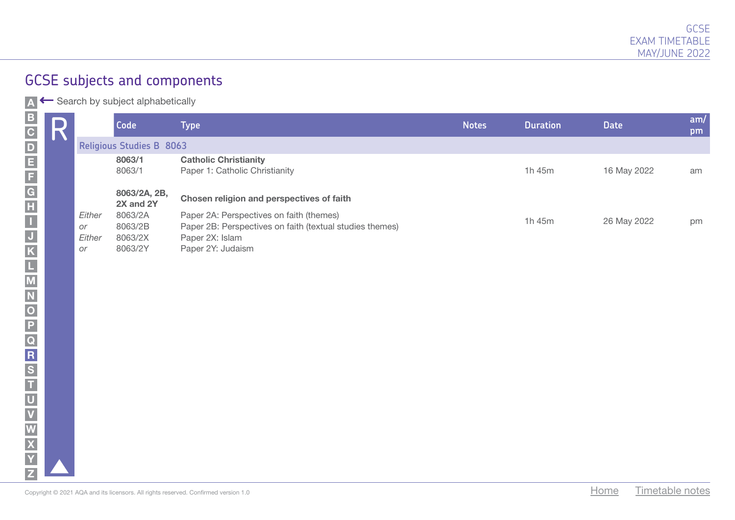## GCSE subjects and components

Search by subject alphabetically

A B C D E F G H I J K L M N O P Q R S T U V W X Y Z

# R

| | Code | Type | Notes | Duration | Date | am/pm |
|---|---|---|---|---|---|---|
| **Religious Studies B 8063** | | | | | | |
| | **8063/1** | **Catholic Christianity** | | | | |
| | 8063/1 | Paper 1: Catholic Christianity | | 1h 45m | 16 May 2022 | am |
| | **8063/2A, 2B, 2X and 2Y** | **Chosen religion and perspectives of faith** | | | | |
| *Either* | 8063/2A | Paper 2A: Perspectives on faith (themes) | | 1h 45m | 26 May 2022 | pm |
| *or* | 8063/2B | Paper 2B: Perspectives on faith (textual studies themes) | | | | |
| *Either* | 8063/2X | Paper 2X: Islam | | | | |
| *or* | 8063/2Y | Paper 2Y: Judaism | | | | |

Copyright © 2021 AQA and its licensors. All rights reserved. Confirmed version 1.0

Home Timetable notes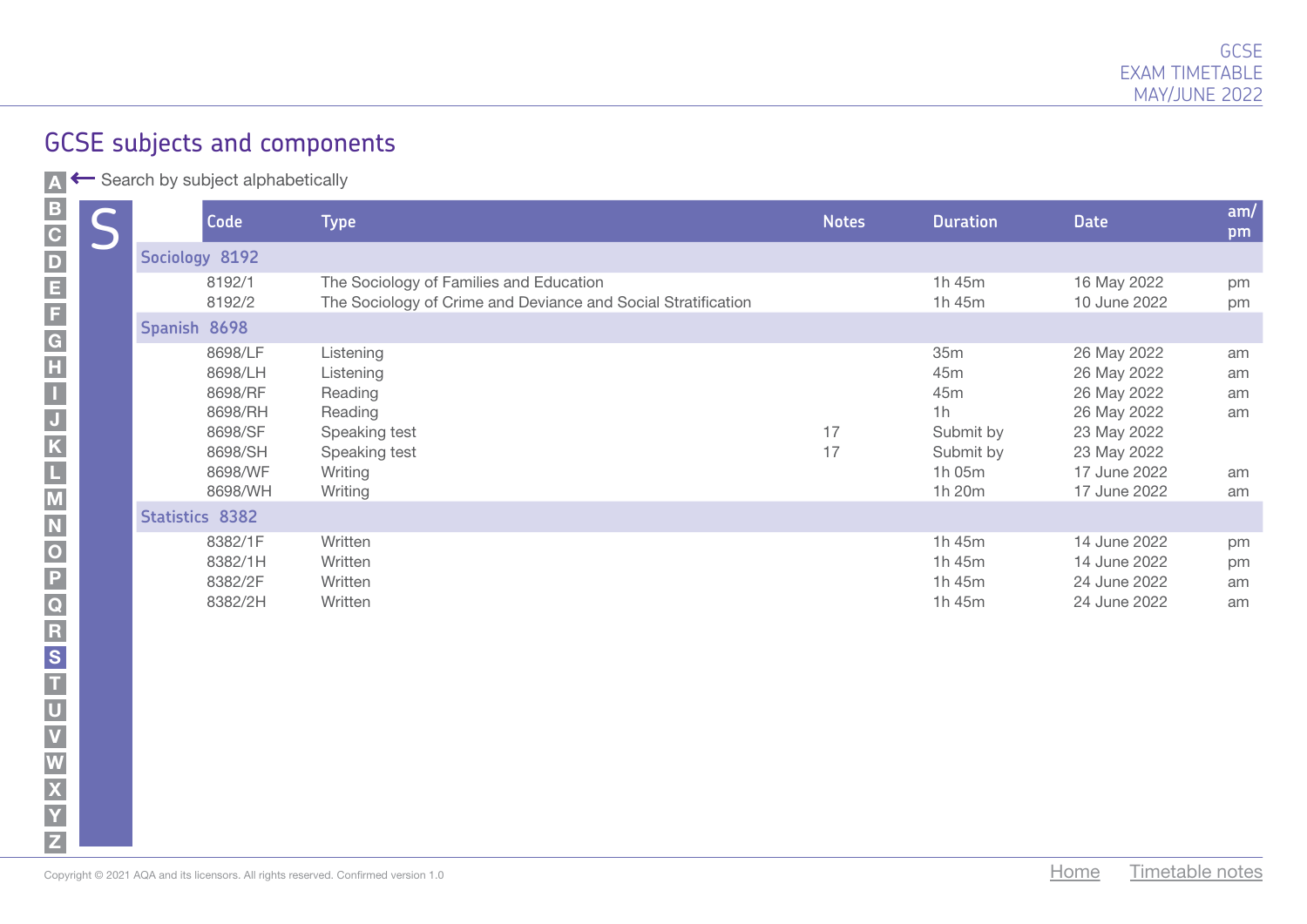## GCSE subjects and components

Search by subject alphabetically

A B C D E F G H I J K L M N O P Q R S T U V W X Y Z

# S

| Code | Type | Notes | Duration | Date | am/pm |
|---|---|---|---|---|---|
| **Sociology 8192** | | | | | |
| 8192/1 | The Sociology of Families and Education | | 1h 45m | 16 May 2022 | pm |
| 8192/2 | The Sociology of Crime and Deviance and Social Stratification | | 1h 45m | 10 June 2022 | pm |
| **Spanish 8698** | | | | | |
| 8698/LF | Listening | | 35m | 26 May 2022 | am |
| 8698/LH | Listening | | 45m | 26 May 2022 | am |
| 8698/RF | Reading | | 45m | 26 May 2022 | am |
| 8698/RH | Reading | | 1h | 26 May 2022 | am |
| 8698/SF | Speaking test | 17 | Submit by | 23 May 2022 | |
| 8698/SH | Speaking test | 17 | Submit by | 23 May 2022 | |
| 8698/WF | Writing | | 1h 05m | 17 June 2022 | am |
| 8698/WH | Writing | | 1h 20m | 17 June 2022 | am |
| **Statistics 8382** | | | | | |
| 8382/1F | Written | | 1h 45m | 14 June 2022 | pm |
| 8382/1H | Written | | 1h 45m | 14 June 2022 | pm |
| 8382/2F | Written | | 1h 45m | 24 June 2022 | am |
| 8382/2H | Written | | 1h 45m | 24 June 2022 | am |

Copyright © 2021 AQA and its licensors. All rights reserved. Confirmed version 1.0

Home  Timetable notes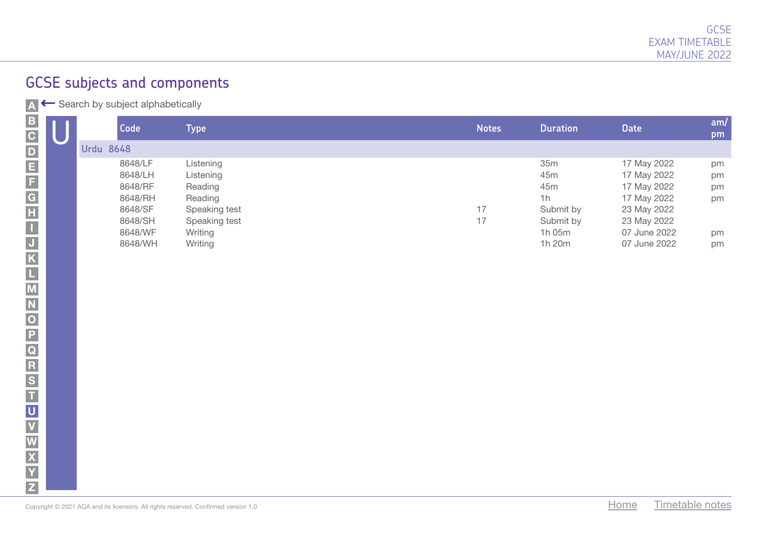## GCSE subjects and components

Search by subject alphabetically

# U

| Code | Type | Notes | Duration | Date | am/pm |
|---|---|---|---|---|---|
| **Urdu 8648** | | | | | |
| 8648/LF | Listening | | 35m | 17 May 2022 | pm |
| 8648/LH | Listening | | 45m | 17 May 2022 | pm |
| 8648/RF | Reading | | 45m | 17 May 2022 | pm |
| 8648/RH | Reading | | 1h | 17 May 2022 | pm |
| 8648/SF | Speaking test | 17 | Submit by | 23 May 2022 | |
| 8648/SH | Speaking test | 17 | Submit by | 23 May 2022 | |
| 8648/WF | Writing | | 1h 05m | 07 June 2022 | pm |
| 8648/WH | Writing | | 1h 20m | 07 June 2022 | pm |

Copyright © 2021 AQA and its licensors. All rights reserved. Confirmed version 1.0

Home Timetable notes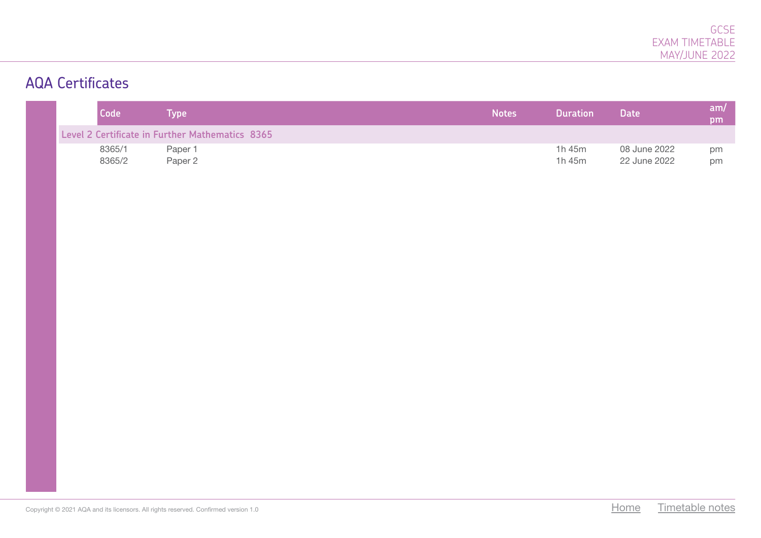## AQA Certificates

| Code | Type | Notes | Duration | Date | am/pm |
|---|---|---|---|---|---|
| **Level 2 Certificate in Further Mathematics 8365** | | | | | |
| 8365/1 | Paper 1 | | 1h 45m | 08 June 2022 | pm |
| 8365/2 | Paper 2 | | 1h 45m | 22 June 2022 | pm |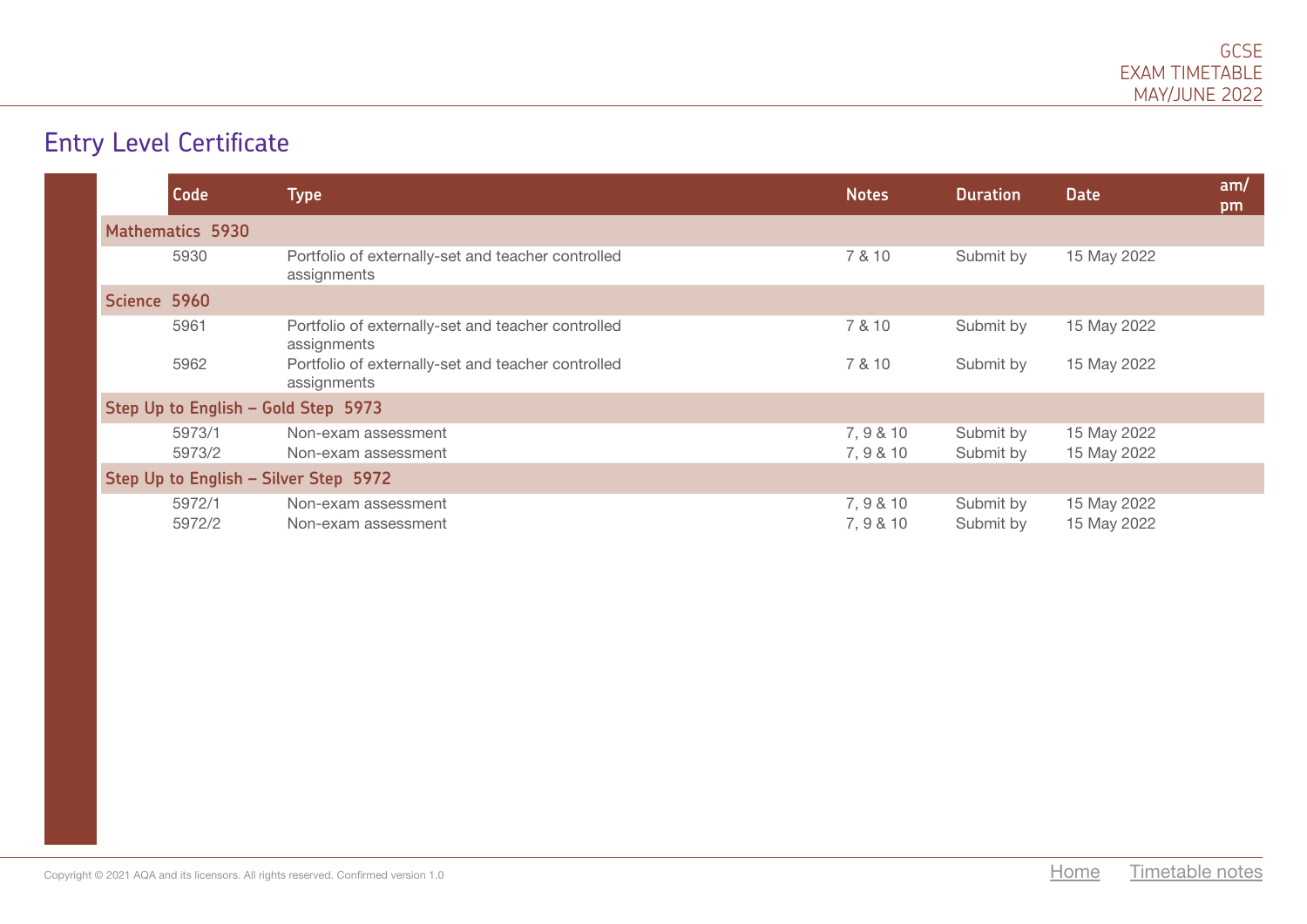## Entry Level Certificate

| Code | Type | Notes | Duration | Date | am/pm |
|---|---|---|---|---|---|
| **Mathematics 5930** | | | | | |
| 5930 | Portfolio of externally-set and teacher controlled assignments | 7 & 10 | Submit by | 15 May 2022 | |
| **Science 5960** | | | | | |
| 5961 | Portfolio of externally-set and teacher controlled assignments | 7 & 10 | Submit by | 15 May 2022 | |
| 5962 | Portfolio of externally-set and teacher controlled assignments | 7 & 10 | Submit by | 15 May 2022 | |
| **Step Up to English – Gold Step 5973** | | | | | |
| 5973/1 | Non-exam assessment | 7, 9 & 10 | Submit by | 15 May 2022 | |
| 5973/2 | Non-exam assessment | 7, 9 & 10 | Submit by | 15 May 2022 | |
| **Step Up to English – Silver Step 5972** | | | | | |
| 5972/1 | Non-exam assessment | 7, 9 & 10 | Submit by | 15 May 2022 | |
| 5972/2 | Non-exam assessment | 7, 9 & 10 | Submit by | 15 May 2022 | |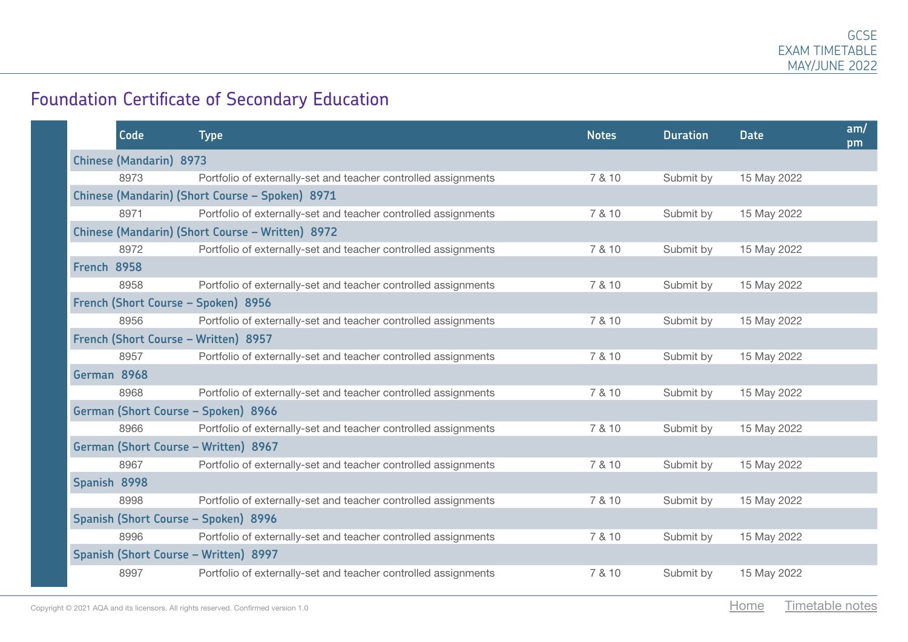## Foundation Certificate of Secondary Education

| Code | Type | Notes | Duration | Date | am/pm |
|---|---|---|---|---|---|
| **Chinese (Mandarin) 8973** | | | | | |
| 8973 | Portfolio of externally-set and teacher controlled assignments | 7 & 10 | Submit by | 15 May 2022 | |
| **Chinese (Mandarin) (Short Course – Spoken) 8971** | | | | | |
| 8971 | Portfolio of externally-set and teacher controlled assignments | 7 & 10 | Submit by | 15 May 2022 | |
| **Chinese (Mandarin) (Short Course – Written) 8972** | | | | | |
| 8972 | Portfolio of externally-set and teacher controlled assignments | 7 & 10 | Submit by | 15 May 2022 | |
| **French 8958** | | | | | |
| 8958 | Portfolio of externally-set and teacher controlled assignments | 7 & 10 | Submit by | 15 May 2022 | |
| **French (Short Course – Spoken) 8956** | | | | | |
| 8956 | Portfolio of externally-set and teacher controlled assignments | 7 & 10 | Submit by | 15 May 2022 | |
| **French (Short Course – Written) 8957** | | | | | |
| 8957 | Portfolio of externally-set and teacher controlled assignments | 7 & 10 | Submit by | 15 May 2022 | |
| **German 8968** | | | | | |
| 8968 | Portfolio of externally-set and teacher controlled assignments | 7 & 10 | Submit by | 15 May 2022 | |
| **German (Short Course – Spoken) 8966** | | | | | |
| 8966 | Portfolio of externally-set and teacher controlled assignments | 7 & 10 | Submit by | 15 May 2022 | |
| **German (Short Course – Written) 8967** | | | | | |
| 8967 | Portfolio of externally-set and teacher controlled assignments | 7 & 10 | Submit by | 15 May 2022 | |
| **Spanish 8998** | | | | | |
| 8998 | Portfolio of externally-set and teacher controlled assignments | 7 & 10 | Submit by | 15 May 2022 | |
| **Spanish (Short Course – Spoken) 8996** | | | | | |
| 8996 | Portfolio of externally-set and teacher controlled assignments | 7 & 10 | Submit by | 15 May 2022 | |
| **Spanish (Short Course – Written) 8997** | | | | | |
| 8997 | Portfolio of externally-set and teacher controlled assignments | 7 & 10 | Submit by | 15 May 2022 | |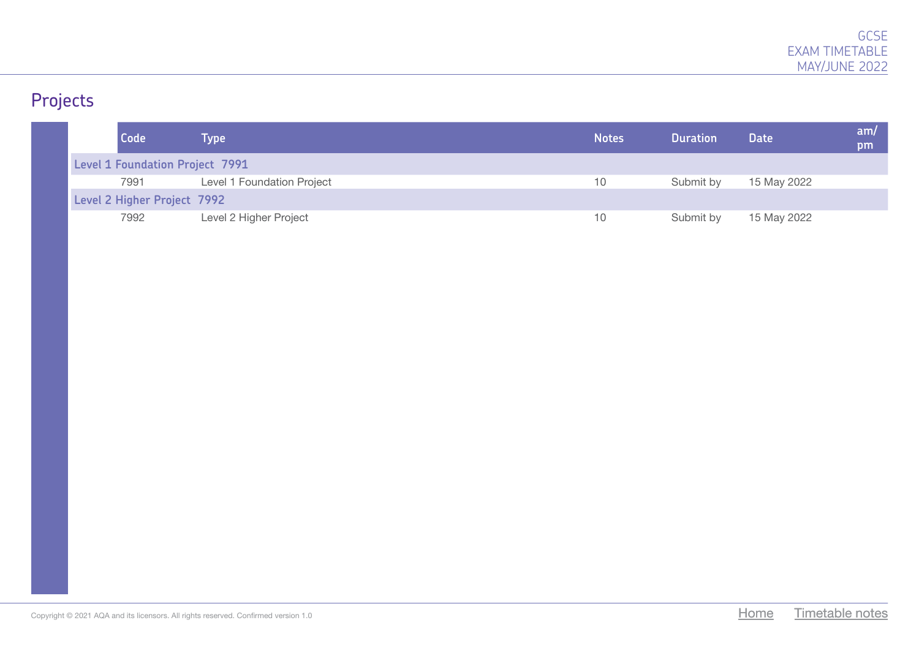## Projects

| Code | Type | Notes | Duration | Date | am/pm |
|---|---|---|---|---|---|
| **Level 1 Foundation Project 7991** | | | | | |
| 7991 | Level 1 Foundation Project | 10 | Submit by | 15 May 2022 | |
| **Level 2 Higher Project 7992** | | | | | |
| 7992 | Level 2 Higher Project | 10 | Submit by | 15 May 2022 | |

Copyright © 2021 AQA and its licensors. All rights reserved. Confirmed version 1.0

Home Timetable notes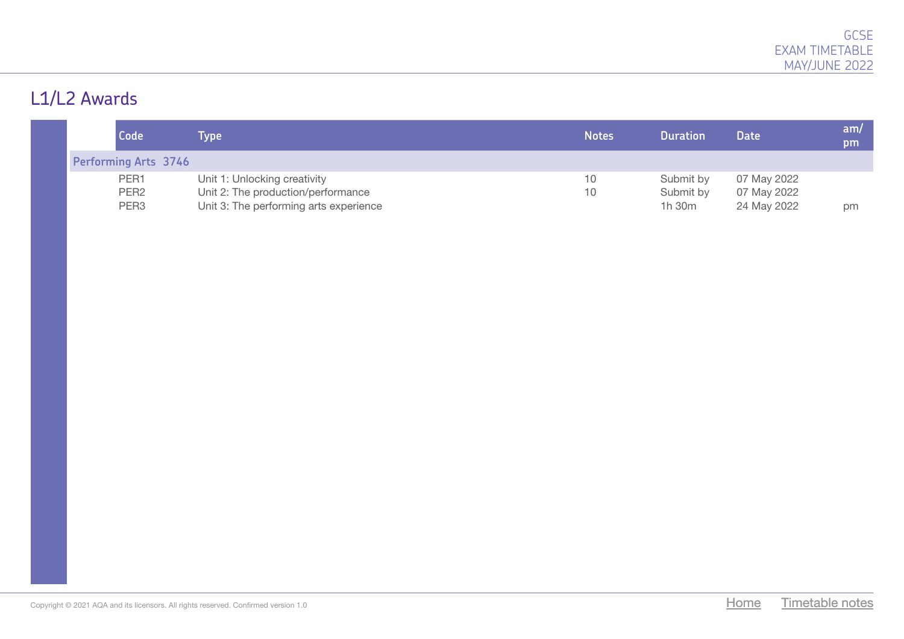# L1/L2 Awards

| Code | Type | Notes | Duration | Date | am/pm |
|---|---|---|---|---|---|
| **Performing Arts 3746** | | | | | |
| PER1 | Unit 1: Unlocking creativity | 10 | Submit by | 07 May 2022 | |
| PER2 | Unit 2: The production/performance | 10 | Submit by | 07 May 2022 | |
| PER3 | Unit 3: The performing arts experience | | 1h 30m | 24 May 2022 | pm |

Copyright © 2021 AQA and its licensors. All rights reserved. Confirmed version 1.0

Home Timetable notes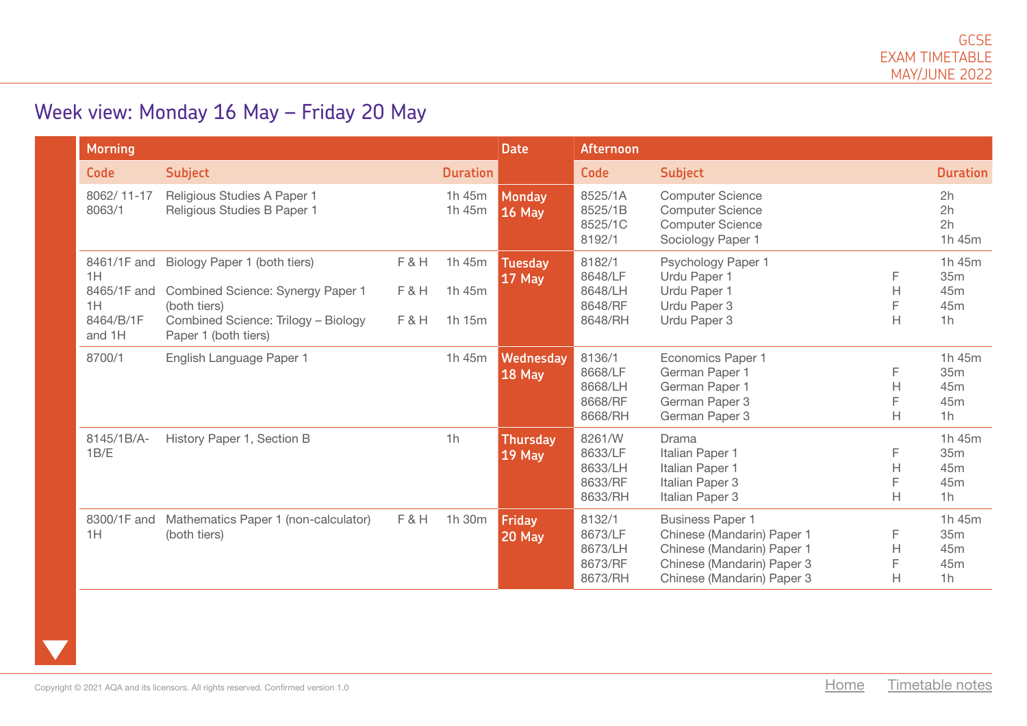# Week view: Monday 16 May – Friday 20 May

| Morning | | | | Date | Afternoon | | | |
|---|---|---|---|---|---|---|---|---|
| **Code** | **Subject** | | **Duration** | | **Code** | **Subject** | | **Duration** |
| 8062/ 11-17<br>8063/1 | Religious Studies A Paper 1<br>Religious Studies B Paper 1 | | 1h 45m<br>1h 45m | **Monday 16 May** | 8525/1A<br>8525/1B<br>8525/1C<br>8192/1 | Computer Science<br>Computer Science<br>Computer Science<br>Sociology Paper 1 | | 2h<br>2h<br>2h<br>1h 45m |
| 8461/1F and 1H<br>8465/1F and 1H<br>8464/B/1F and 1H | Biology Paper 1 (both tiers)<br>Combined Science: Synergy Paper 1 (both tiers)<br>Combined Science: Trilogy – Biology Paper 1 (both tiers) | F & H<br>F & H<br>F & H | 1h 45m<br>1h 45m<br>1h 15m | **Tuesday 17 May** | 8182/1<br>8648/LF<br>8648/LH<br>8648/RF<br>8648/RH | Psychology Paper 1<br>Urdu Paper 1<br>Urdu Paper 1<br>Urdu Paper 3<br>Urdu Paper 3 | <br>F<br>H<br>F<br>H | 1h 45m<br>35m<br>45m<br>45m<br>1h |
| 8700/1 | English Language Paper 1 | | 1h 45m | **Wednesday 18 May** | 8136/1<br>8668/LF<br>8668/LH<br>8668/RF<br>8668/RH | Economics Paper 1<br>German Paper 1<br>German Paper 1<br>German Paper 3<br>German Paper 3 | <br>F<br>H<br>F<br>H | 1h 45m<br>35m<br>45m<br>45m<br>1h |
| 8145/1B/A-1B/E | History Paper 1, Section B | | 1h | **Thursday 19 May** | 8261/W<br>8633/LF<br>8633/LH<br>8633/RF<br>8633/RH | Drama<br>Italian Paper 1<br>Italian Paper 1<br>Italian Paper 3<br>Italian Paper 3 | <br>F<br>H<br>F<br>H | 1h 45m<br>35m<br>45m<br>45m<br>1h |
| 8300/1F and 1H | Mathematics Paper 1 (non-calculator) (both tiers) | F & H | 1h 30m | **Friday 20 May** | 8132/1<br>8673/LF<br>8673/LH<br>8673/RF<br>8673/RH | Business Paper 1<br>Chinese (Mandarin) Paper 1<br>Chinese (Mandarin) Paper 1<br>Chinese (Mandarin) Paper 3<br>Chinese (Mandarin) Paper 3 | <br>F<br>H<br>F<br>H | 1h 45m<br>35m<br>45m<br>45m<br>1h |

Copyright © 2021 AQA and its licensors. All rights reserved. Confirmed version 1.0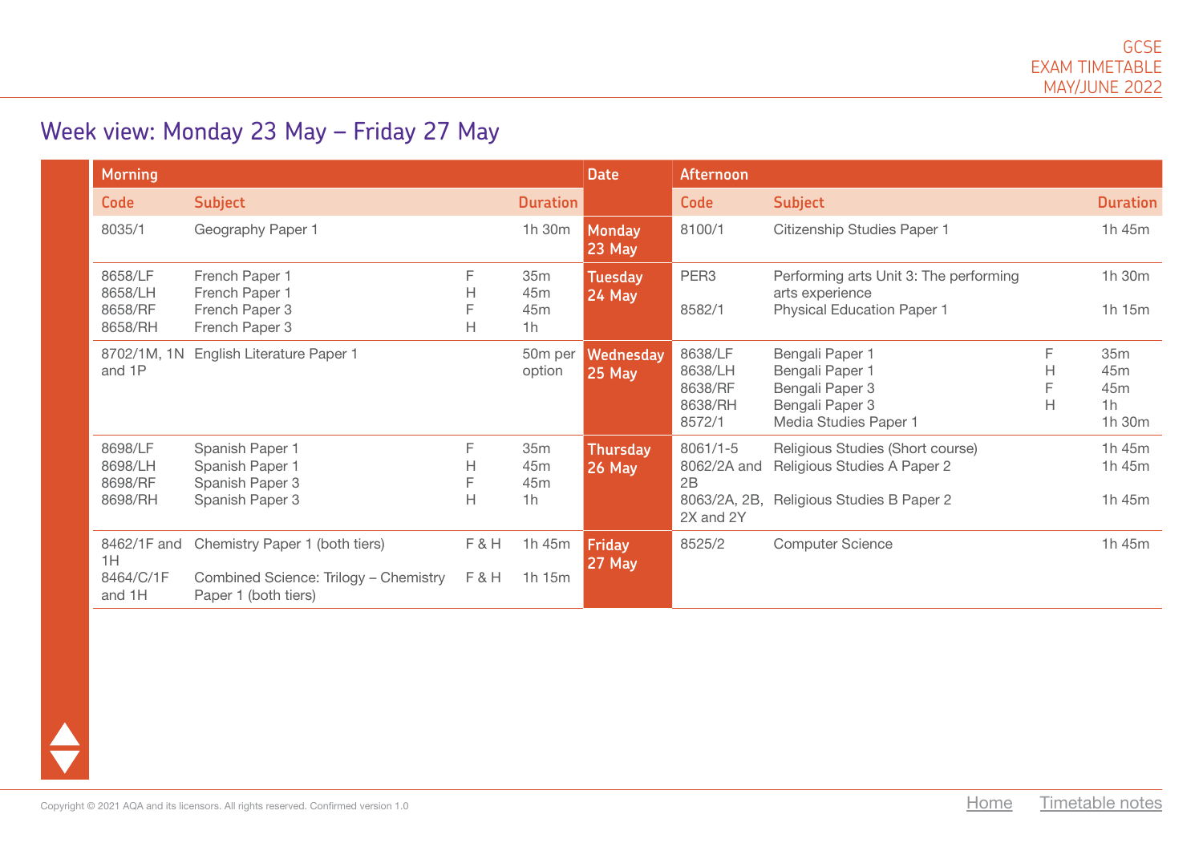## Week view: Monday 23 May – Friday 27 May

| Morning | | | | Date | Afternoon | | | |
|---|---|---|---|---|---|---|---|---|
| **Code** | **Subject** | | **Duration** | | **Code** | **Subject** | | **Duration** |
| 8035/1 | Geography Paper 1 | | 1h 30m | **Monday 23 May** | 8100/1 | Citizenship Studies Paper 1 | | 1h 45m |
| 8658/LF<br>8658/LH<br>8658/RF<br>8658/RH | French Paper 1<br>French Paper 1<br>French Paper 3<br>French Paper 3 | F<br>H<br>F<br>H | 35m<br>45m<br>45m<br>1h | **Tuesday 24 May** | PER3<br><br>8582/1 | Performing arts Unit 3: The performing arts experience<br>Physical Education Paper 1 | | 1h 30m<br><br>1h 15m |
| 8702/1M, 1N and 1P | English Literature Paper 1 | | 50m per option | **Wednesday 25 May** | 8638/LF<br>8638/LH<br>8638/RF<br>8638/RH<br>8572/1 | Bengali Paper 1<br>Bengali Paper 1<br>Bengali Paper 3<br>Bengali Paper 3<br>Media Studies Paper 1 | F<br>H<br>F<br>H | 35m<br>45m<br>45m<br>1h<br>1h 30m |
| 8698/LF<br>8698/LH<br>8698/RF<br>8698/RH | Spanish Paper 1<br>Spanish Paper 1<br>Spanish Paper 3<br>Spanish Paper 3 | F<br>H<br>F<br>H | 35m<br>45m<br>45m<br>1h | **Thursday 26 May** | 8061/1-5<br>8062/2A and 2B<br>8063/2A, 2B, 2X and 2Y | Religious Studies (Short course)<br>Religious Studies A Paper 2<br>Religious Studies B Paper 2 | | 1h 45m<br>1h 45m<br>1h 45m |
| 8462/1F and 1H<br>8464/C/1F and 1H | Chemistry Paper 1 (both tiers)<br>Combined Science: Trilogy – Chemistry Paper 1 (both tiers) | F & H<br>F & H | 1h 45m<br>1h 15m | **Friday 27 May** | 8525/2 | Computer Science | | 1h 45m |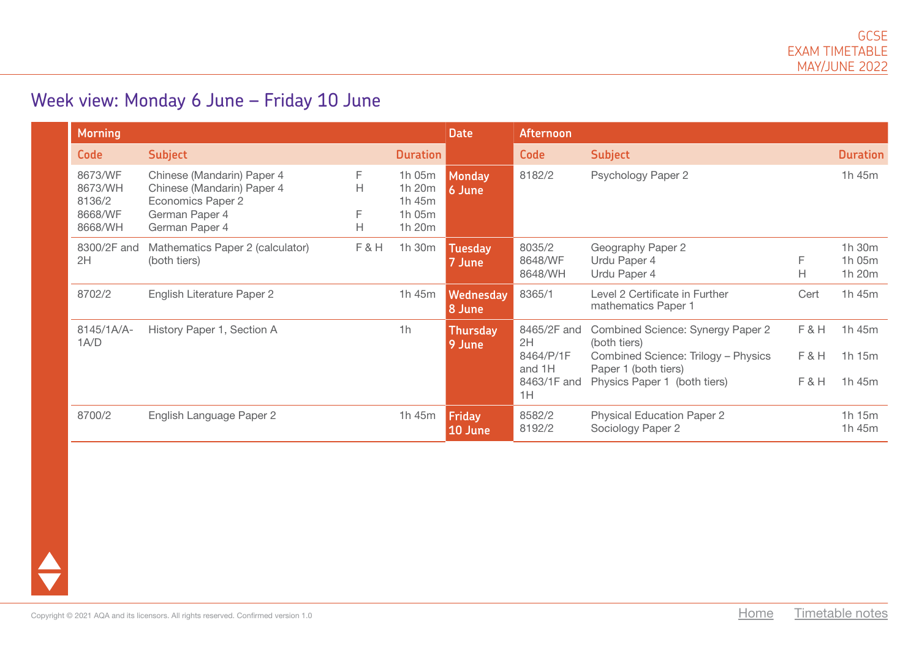# Week view: Monday 6 June – Friday 10 June

| Morning | | | | Date | Afternoon | | | |
|---|---|---|---|---|---|---|---|---|
| **Code** | **Subject** | | **Duration** | | **Code** | **Subject** | | **Duration** |
| 8673/WF<br>8673/WH<br>8136/2<br>8668/WF<br>8668/WH | Chinese (Mandarin) Paper 4<br>Chinese (Mandarin) Paper 4<br>Economics Paper 2<br>German Paper 4<br>German Paper 4 | F<br>H<br><br>F<br>H | 1h 05m<br>1h 20m<br>1h 45m<br>1h 05m<br>1h 20m | **Monday 6 June** | 8182/2 | Psychology Paper 2 | | 1h 45m |
| 8300/2F and 2H | Mathematics Paper 2 (calculator) (both tiers) | F & H | 1h 30m | **Tuesday 7 June** | 8035/2<br>8648/WF<br>8648/WH | Geography Paper 2<br>Urdu Paper 4<br>Urdu Paper 4 | <br>F<br>H | 1h 30m<br>1h 05m<br>1h 20m |
| 8702/2 | English Literature Paper 2 | | 1h 45m | **Wednesday 8 June** | 8365/1 | Level 2 Certificate in Further mathematics Paper 1 | Cert | 1h 45m |
| 8145/1A/A-1A/D | History Paper 1, Section A | | 1h | **Thursday 9 June** | 8465/2F and 2H<br>8464/P/1F and 1H<br>8463/1F and 1H | Combined Science: Synergy Paper 2 (both tiers)<br>Combined Science: Trilogy – Physics Paper 1 (both tiers)<br>Physics Paper 1 (both tiers) | F & H<br>F & H<br>F & H | 1h 45m<br>1h 15m<br>1h 45m |
| 8700/2 | English Language Paper 2 | | 1h 45m | **Friday 10 June** | 8582/2<br>8192/2 | Physical Education Paper 2<br>Sociology Paper 2 | | 1h 15m<br>1h 45m |

Copyright © 2021 AQA and its licensors. All rights reserved. Confirmed version 1.0

Home   Timetable notes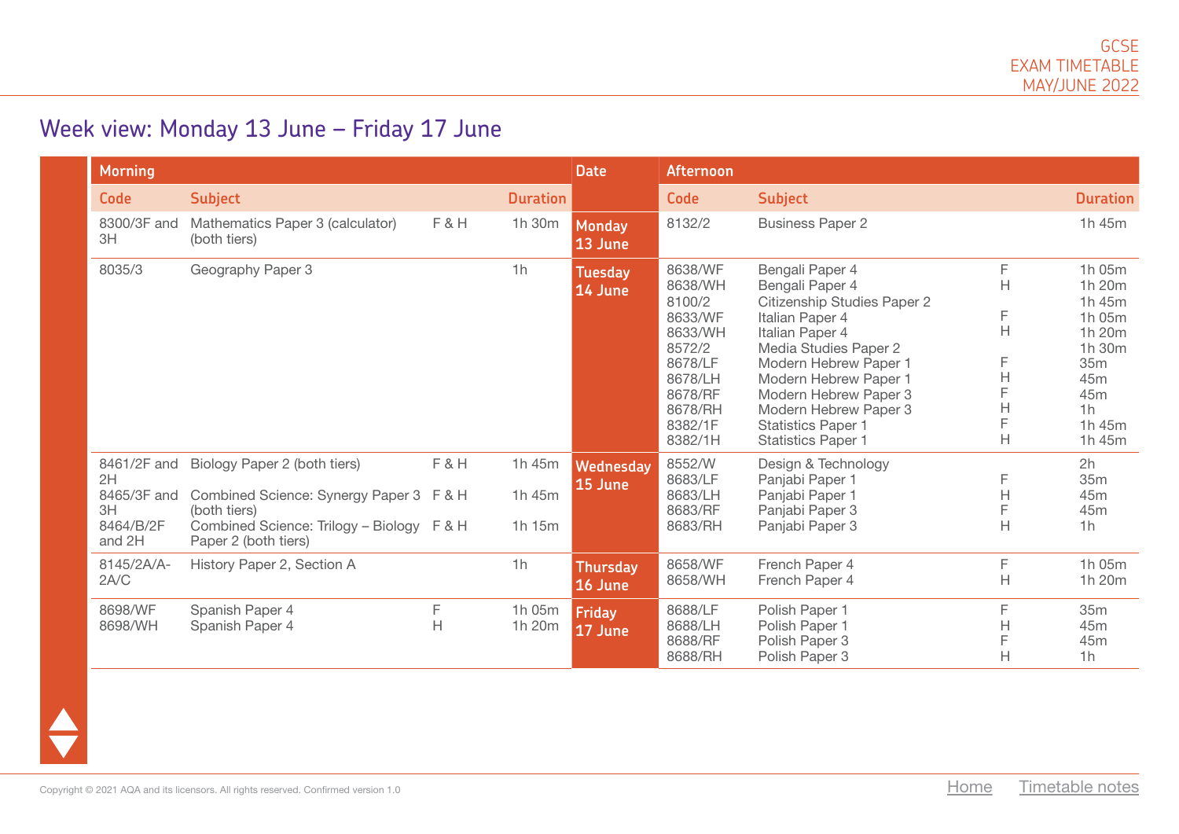GCSE
EXAM TIMETABLE
MAY/JUNE 2022

## Week view: Monday 13 June – Friday 17 June

| Morning | | | | Date | Afternoon | | | |
|---|---|---|---|---|---|---|---|---|
| **Code** | **Subject** | | **Duration** | | **Code** | **Subject** | | **Duration** |
| 8300/3F and 3H | Mathematics Paper 3 (calculator) (both tiers) | F & H | 1h 30m | **Monday 13 June** | 8132/2 | Business Paper 2 | | 1h 45m |
| 8035/3 | Geography Paper 3 | | 1h | **Tuesday 14 June** | 8638/WF | Bengali Paper 4 | F | 1h 05m |
| | | | | | 8638/WH | Bengali Paper 4 | H | 1h 20m |
| | | | | | 8100/2 | Citizenship Studies Paper 2 | | 1h 45m |
| | | | | | 8633/WF | Italian Paper 4 | F | 1h 05m |
| | | | | | 8633/WH | Italian Paper 4 | H | 1h 20m |
| | | | | | 8572/2 | Media Studies Paper 2 | | 1h 30m |
| | | | | | 8678/LF | Modern Hebrew Paper 1 | F | 35m |
| | | | | | 8678/LH | Modern Hebrew Paper 1 | H | 45m |
| | | | | | 8678/RF | Modern Hebrew Paper 3 | F | 45m |
| | | | | | 8678/RH | Modern Hebrew Paper 3 | H | 1h |
| | | | | | 8382/1F | Statistics Paper 1 | F | 1h 45m |
| | | | | | 8382/1H | Statistics Paper 1 | H | 1h 45m |
| 8461/2F and 2H | Biology Paper 2 (both tiers) | F & H | 1h 45m | **Wednesday 15 June** | 8552/W | Design & Technology | | 2h |
| 8465/3F and 3H | Combined Science: Synergy Paper 3 (both tiers) | F & H | 1h 45m | | 8683/LF | Panjabi Paper 1 | F | 35m |
| 8464/B/2F and 2H | Combined Science: Trilogy – Biology Paper 2 (both tiers) | F & H | 1h 15m | | 8683/LH | Panjabi Paper 1 | H | 45m |
| | | | | | 8683/RF | Panjabi Paper 3 | F | 45m |
| | | | | | 8683/RH | Panjabi Paper 3 | H | 1h |
| 8145/2A/A-2A/C | History Paper 2, Section A | | 1h | **Thursday 16 June** | 8658/WF | French Paper 4 | F | 1h 05m |
| | | | | | 8658/WH | French Paper 4 | H | 1h 20m |
| 8698/WF | Spanish Paper 4 | F | 1h 05m | **Friday 17 June** | 8688/LF | Polish Paper 1 | F | 35m |
| 8698/WH | Spanish Paper 4 | H | 1h 20m | | 8688/LH | Polish Paper 1 | H | 45m |
| | | | | | 8688/RF | Polish Paper 3 | F | 45m |
| | | | | | 8688/RH | Polish Paper 3 | H | 1h |

Copyright © 2021 AQA and its licensors. All rights reserved. Confirmed version 1.0

Home Timetable notes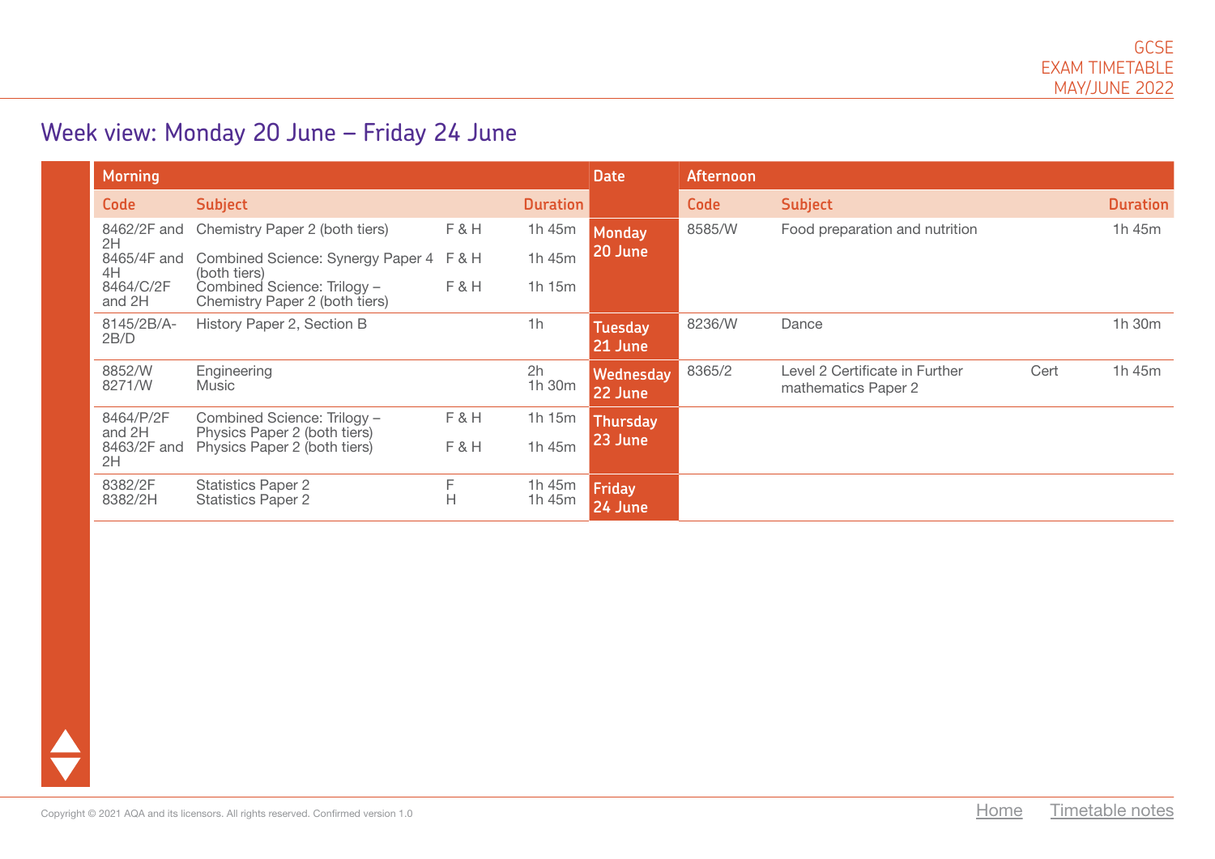## Week view: Monday 20 June – Friday 24 June

| Morning | | | | Date | Afternoon | | | |
|---|---|---|---|---|---|---|---|---|
| **Code** | **Subject** | | **Duration** | | **Code** | **Subject** | | **Duration** |
| 8462/2F and 2H | Chemistry Paper 2 (both tiers) | F & H | 1h 45m | **Monday 20 June** | 8585/W | Food preparation and nutrition | | 1h 45m |
| 8465/4F and 4H | Combined Science: Synergy Paper 4 (both tiers) | F & H | 1h 45m | | | | | |
| 8464/C/2F and 2H | Combined Science: Trilogy – Chemistry Paper 2 (both tiers) | F & H | 1h 15m | | | | | |
| 8145/2B/A-2B/D | History Paper 2, Section B | | 1h | **Tuesday 21 June** | 8236/W | Dance | | 1h 30m |
| 8852/W | Engineering | | 2h | **Wednesday 22 June** | 8365/2 | Level 2 Certificate in Further mathematics Paper 2 | Cert | 1h 45m |
| 8271/W | Music | | 1h 30m | | | | | |
| 8464/P/2F and 2H | Combined Science: Trilogy – Physics Paper 2 (both tiers) | F & H | 1h 15m | **Thursday 23 June** | | | | |
| 8463/2F and 2H | Physics Paper 2 (both tiers) | F & H | 1h 45m | | | | | |
| 8382/2F | Statistics Paper 2 | F | 1h 45m | **Friday 24 June** | | | | |
| 8382/2H | Statistics Paper 2 | H | 1h 45m | | | | | |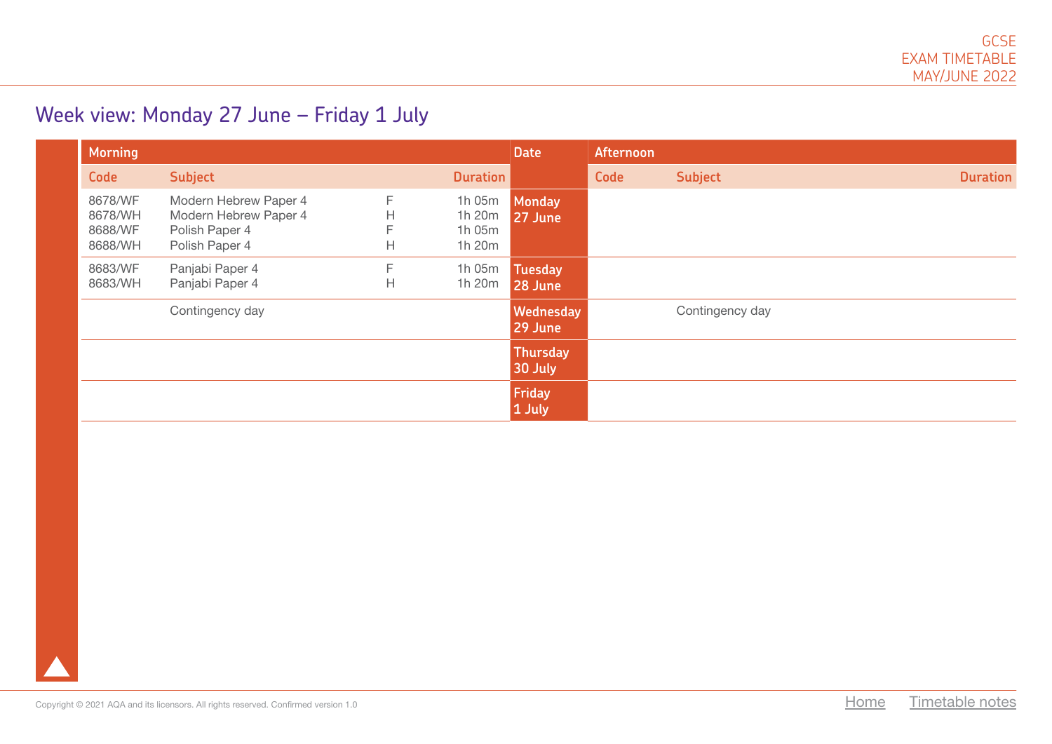## Week view: Monday 27 June – Friday 1 July

| Morning | | | | Date | Afternoon | | |
|---|---|---|---|---|---|---|---|
| **Code** | **Subject** | | **Duration** | | **Code** | **Subject** | **Duration** |
| 8678/WF<br>8678/WH<br>8688/WF<br>8688/WH | Modern Hebrew Paper 4<br>Modern Hebrew Paper 4<br>Polish Paper 4<br>Polish Paper 4 | F<br>H<br>F<br>H | 1h 05m<br>1h 20m<br>1h 05m<br>1h 20m | **Monday 27 June** | | | |
| 8683/WF<br>8683/WH | Panjabi Paper 4<br>Panjabi Paper 4 | F<br>H | 1h 05m<br>1h 20m | **Tuesday 28 June** | | | |
| | Contingency day | | | **Wednesday 29 June** | | Contingency day | |
| | | | | **Thursday 30 July** | | | |
| | | | | **Friday 1 July** | | | |

Copyright © 2021 AQA and its licensors. All rights reserved. Confirmed version 1.0

Home Timetable notes